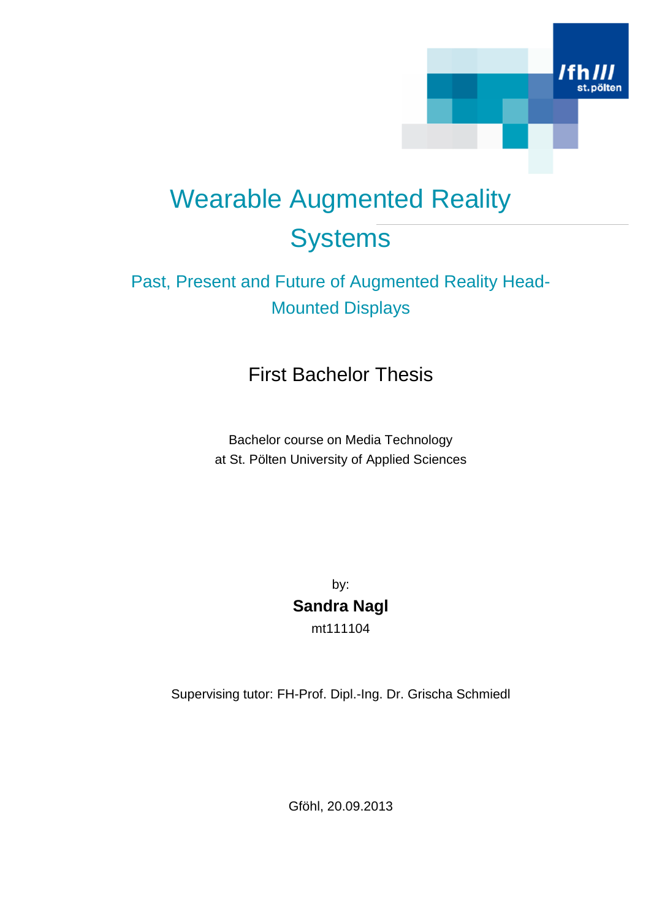# Wearable Augmented Reality Systems

## Past, Present and Future of Augmented Reality Head-Mounted Displays

### First Bachelor Thesis

Bachelor course on Media Technology
at St. Pölten University of Applied Sciences

by:

**Sandra Nagl**

mt111104

Supervising tutor: FH-Prof. Dipl.-Ing. Dr. Grischa Schmiedl

Gföhl, 20.09.2013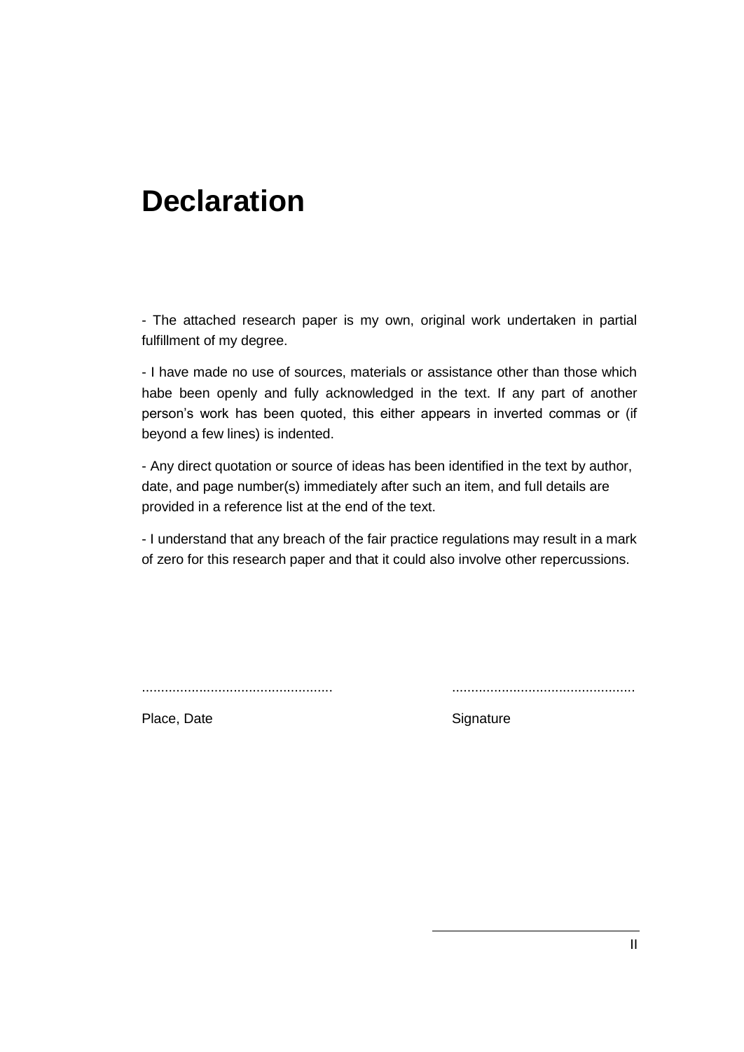# Declaration

- The attached research paper is my own, original work undertaken in partial fulfillment of my degree.

- I have made no use of sources, materials or assistance other than those which habe been openly and fully acknowledged in the text. If any part of another person's work has been quoted, this either appears in inverted commas or (if beyond a few lines) is indented.

- Any direct quotation or source of ideas has been identified in the text by author, date, and page number(s) immediately after such an item, and full details are provided in a reference list at the end of the text.

- I understand that any breach of the fair practice regulations may result in a mark of zero for this research paper and that it could also involve other repercussions.

.................................................. ................................................

Place, Date Signature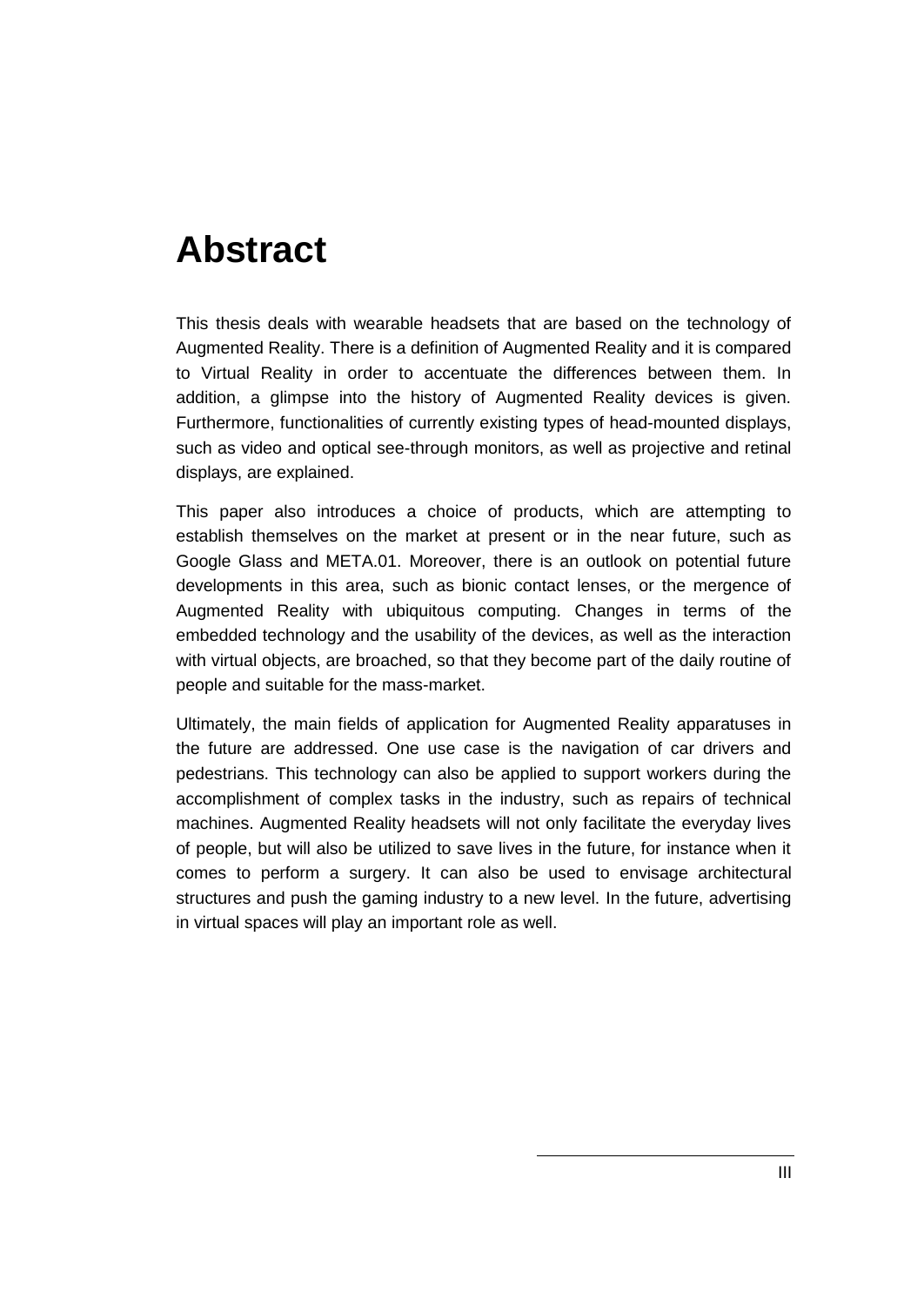# Abstract

This thesis deals with wearable headsets that are based on the technology of Augmented Reality. There is a definition of Augmented Reality and it is compared to Virtual Reality in order to accentuate the differences between them. In addition, a glimpse into the history of Augmented Reality devices is given. Furthermore, functionalities of currently existing types of head-mounted displays, such as video and optical see-through monitors, as well as projective and retinal displays, are explained.

This paper also introduces a choice of products, which are attempting to establish themselves on the market at present or in the near future, such as Google Glass and META.01. Moreover, there is an outlook on potential future developments in this area, such as bionic contact lenses, or the mergence of Augmented Reality with ubiquitous computing. Changes in terms of the embedded technology and the usability of the devices, as well as the interaction with virtual objects, are broached, so that they become part of the daily routine of people and suitable for the mass-market.

Ultimately, the main fields of application for Augmented Reality apparatuses in the future are addressed. One use case is the navigation of car drivers and pedestrians. This technology can also be applied to support workers during the accomplishment of complex tasks in the industry, such as repairs of technical machines. Augmented Reality headsets will not only facilitate the everyday lives of people, but will also be utilized to save lives in the future, for instance when it comes to perform a surgery. It can also be used to envisage architectural structures and push the gaming industry to a new level. In the future, advertising in virtual spaces will play an important role as well.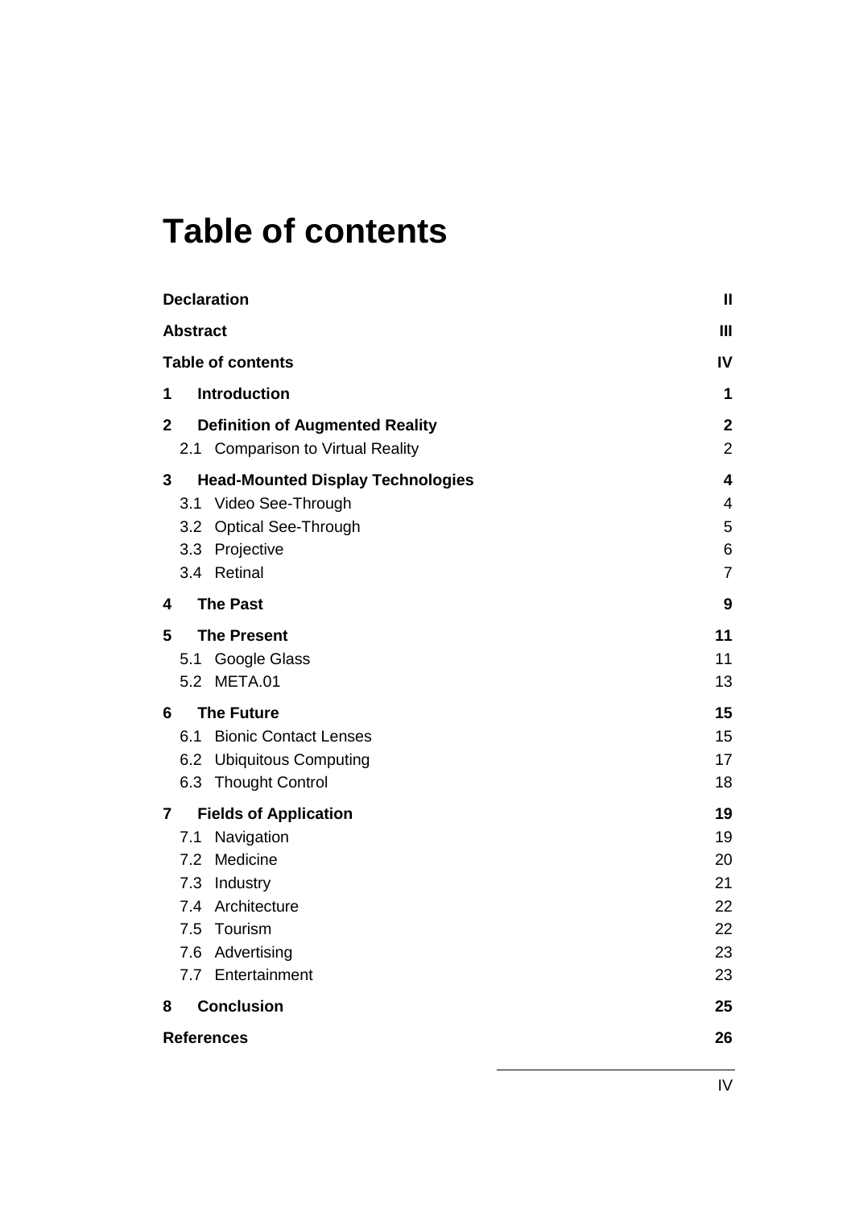# Table of contents

| | |
|---|---|
| **Declaration** | **II** |
| **Abstract** | **III** |
| **Table of contents** | **IV** |
| **1 Introduction** | **1** |
| **2 Definition of Augmented Reality** | **2** |
| 2.1 Comparison to Virtual Reality | 2 |
| **3 Head-Mounted Display Technologies** | **4** |
| 3.1 Video See-Through | 4 |
| 3.2 Optical See-Through | 5 |
| 3.3 Projective | 6 |
| 3.4 Retinal | 7 |
| **4 The Past** | **9** |
| **5 The Present** | **11** |
| 5.1 Google Glass | 11 |
| 5.2 META.01 | 13 |
| **6 The Future** | **15** |
| 6.1 Bionic Contact Lenses | 15 |
| 6.2 Ubiquitous Computing | 17 |
| 6.3 Thought Control | 18 |
| **7 Fields of Application** | **19** |
| 7.1 Navigation | 19 |
| 7.2 Medicine | 20 |
| 7.3 Industry | 21 |
| 7.4 Architecture | 22 |
| 7.5 Tourism | 22 |
| 7.6 Advertising | 23 |
| 7.7 Entertainment | 23 |
| **8 Conclusion** | **25** |
| **References** | **26** |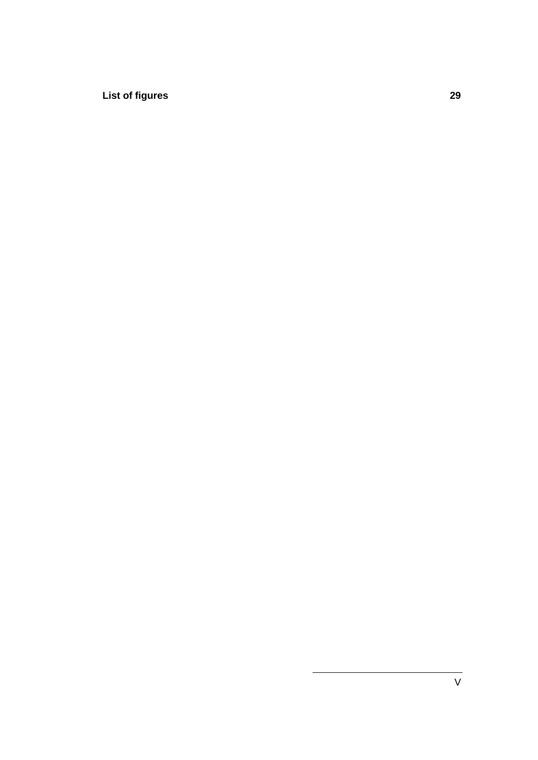**List of figures** **29**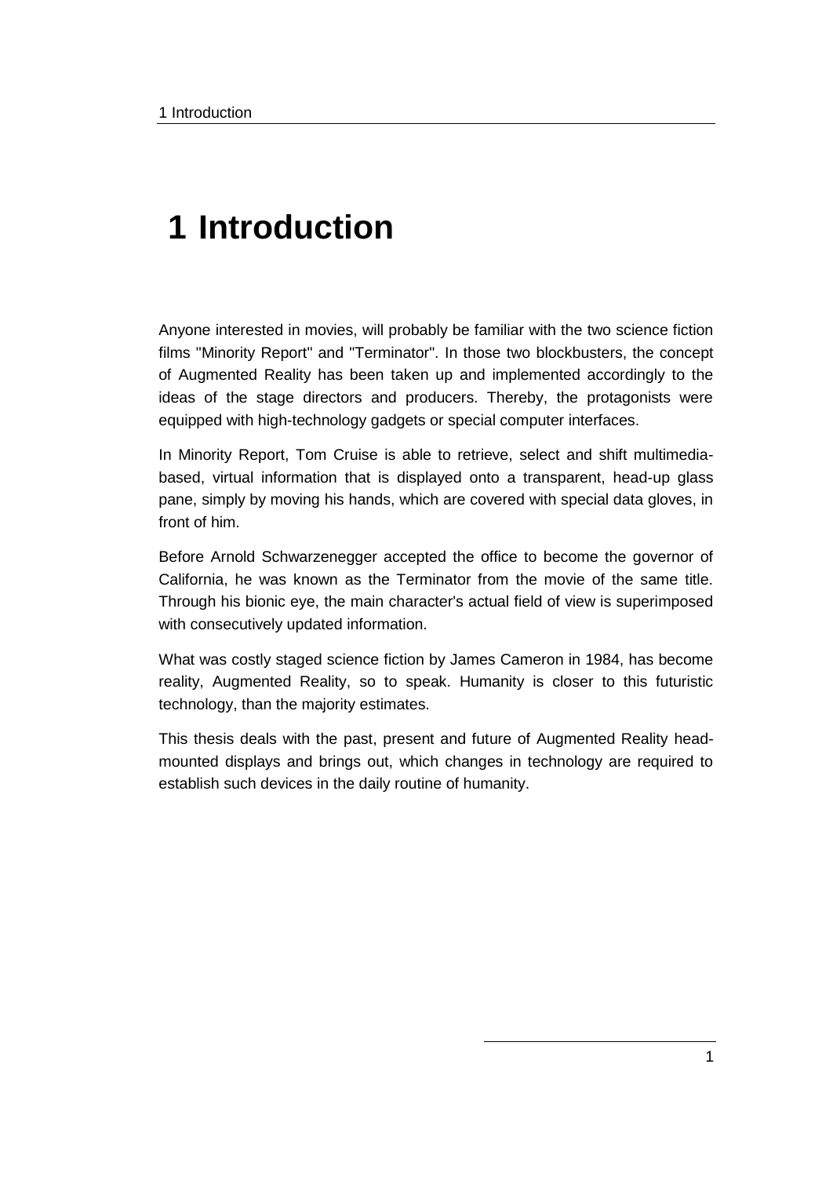# 1 Introduction

Anyone interested in movies, will probably be familiar with the two science fiction films "Minority Report" and "Terminator". In those two blockbusters, the concept of Augmented Reality has been taken up and implemented accordingly to the ideas of the stage directors and producers. Thereby, the protagonists were equipped with high-technology gadgets or special computer interfaces.

In Minority Report, Tom Cruise is able to retrieve, select and shift multimedia-based, virtual information that is displayed onto a transparent, head-up glass pane, simply by moving his hands, which are covered with special data gloves, in front of him.

Before Arnold Schwarzenegger accepted the office to become the governor of California, he was known as the Terminator from the movie of the same title. Through his bionic eye, the main character's actual field of view is superimposed with consecutively updated information.

What was costly staged science fiction by James Cameron in 1984, has become reality, Augmented Reality, so to speak. Humanity is closer to this futuristic technology, than the majority estimates.

This thesis deals with the past, present and future of Augmented Reality head-mounted displays and brings out, which changes in technology are required to establish such devices in the daily routine of humanity.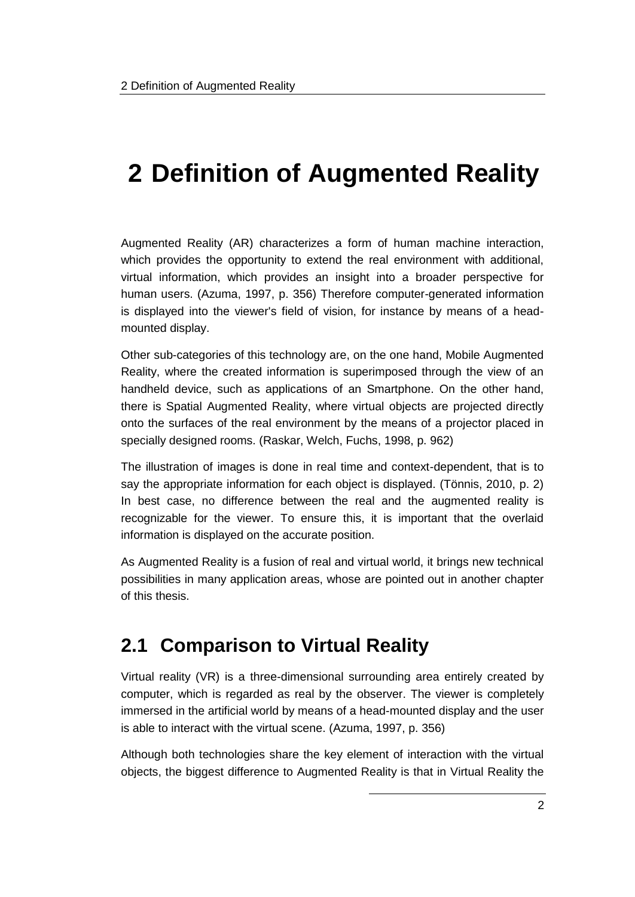# 2 Definition of Augmented Reality

Augmented Reality (AR) characterizes a form of human machine interaction, which provides the opportunity to extend the real environment with additional, virtual information, which provides an insight into a broader perspective for human users. (Azuma, 1997, p. 356) Therefore computer-generated information is displayed into the viewer's field of vision, for instance by means of a head-mounted display.

Other sub-categories of this technology are, on the one hand, Mobile Augmented Reality, where the created information is superimposed through the view of an handheld device, such as applications of an Smartphone. On the other hand, there is Spatial Augmented Reality, where virtual objects are projected directly onto the surfaces of the real environment by the means of a projector placed in specially designed rooms. (Raskar, Welch, Fuchs, 1998, p. 962)

The illustration of images is done in real time and context-dependent, that is to say the appropriate information for each object is displayed. (Tönnis, 2010, p. 2) In best case, no difference between the real and the augmented reality is recognizable for the viewer. To ensure this, it is important that the overlaid information is displayed on the accurate position.

As Augmented Reality is a fusion of real and virtual world, it brings new technical possibilities in many application areas, whose are pointed out in another chapter of this thesis.

## 2.1 Comparison to Virtual Reality

Virtual reality (VR) is a three-dimensional surrounding area entirely created by computer, which is regarded as real by the observer. The viewer is completely immersed in the artificial world by means of a head-mounted display and the user is able to interact with the virtual scene. (Azuma, 1997, p. 356)

Although both technologies share the key element of interaction with the virtual objects, the biggest difference to Augmented Reality is that in Virtual Reality the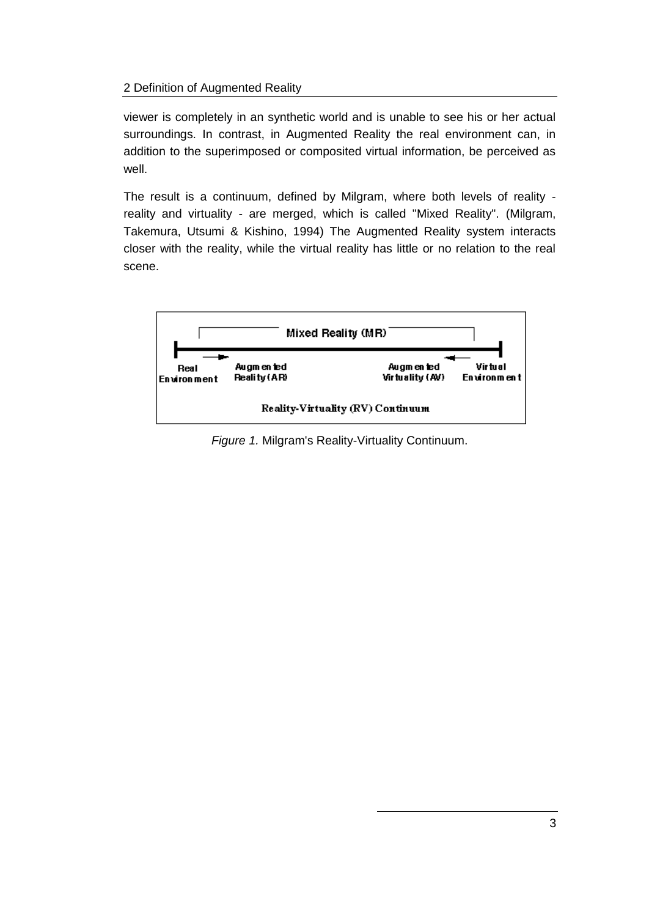viewer is completely in an synthetic world and is unable to see his or her actual surroundings. In contrast, in Augmented Reality the real environment can, in addition to the superimposed or composited virtual information, be perceived as well.

The result is a continuum, defined by Milgram, where both levels of reality - reality and virtuality - are merged, which is called "Mixed Reality". (Milgram, Takemura, Utsumi & Kishino, 1994) The Augmented Reality system interacts closer with the reality, while the virtual reality has little or no relation to the real scene.

*Figure 1.* Milgram's Reality-Virtuality Continuum.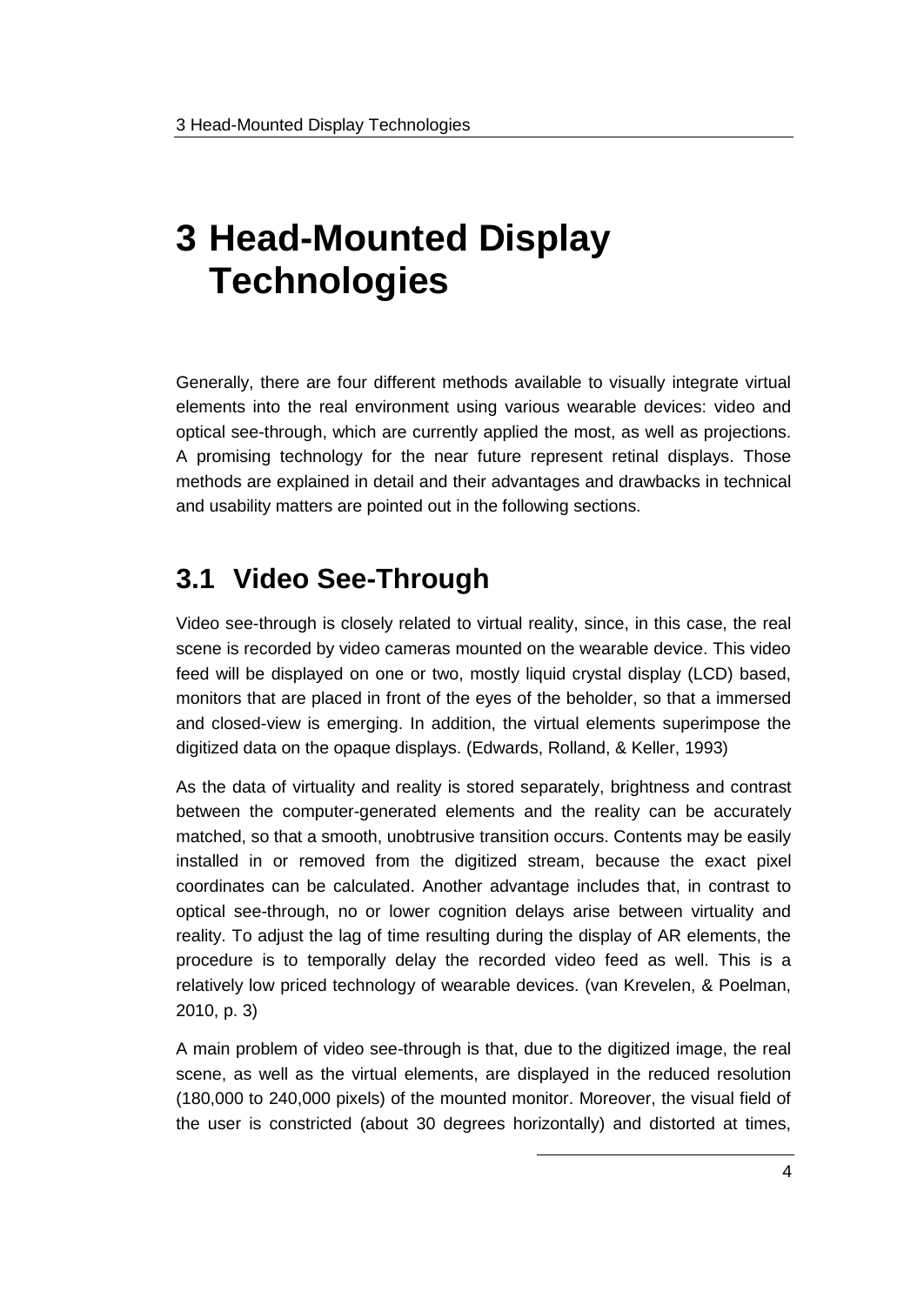# 3 Head-Mounted Display Technologies

Generally, there are four different methods available to visually integrate virtual elements into the real environment using various wearable devices: video and optical see-through, which are currently applied the most, as well as projections. A promising technology for the near future represent retinal displays. Those methods are explained in detail and their advantages and drawbacks in technical and usability matters are pointed out in the following sections.

## 3.1 Video See-Through

Video see-through is closely related to virtual reality, since, in this case, the real scene is recorded by video cameras mounted on the wearable device. This video feed will be displayed on one or two, mostly liquid crystal display (LCD) based, monitors that are placed in front of the eyes of the beholder, so that a immersed and closed-view is emerging. In addition, the virtual elements superimpose the digitized data on the opaque displays. (Edwards, Rolland, & Keller, 1993)

As the data of virtuality and reality is stored separately, brightness and contrast between the computer-generated elements and the reality can be accurately matched, so that a smooth, unobtrusive transition occurs. Contents may be easily installed in or removed from the digitized stream, because the exact pixel coordinates can be calculated. Another advantage includes that, in contrast to optical see-through, no or lower cognition delays arise between virtuality and reality. To adjust the lag of time resulting during the display of AR elements, the procedure is to temporally delay the recorded video feed as well. This is a relatively low priced technology of wearable devices. (van Krevelen, & Poelman, 2010, p. 3)

A main problem of video see-through is that, due to the digitized image, the real scene, as well as the virtual elements, are displayed in the reduced resolution (180,000 to 240,000 pixels) of the mounted monitor. Moreover, the visual field of the user is constricted (about 30 degrees horizontally) and distorted at times,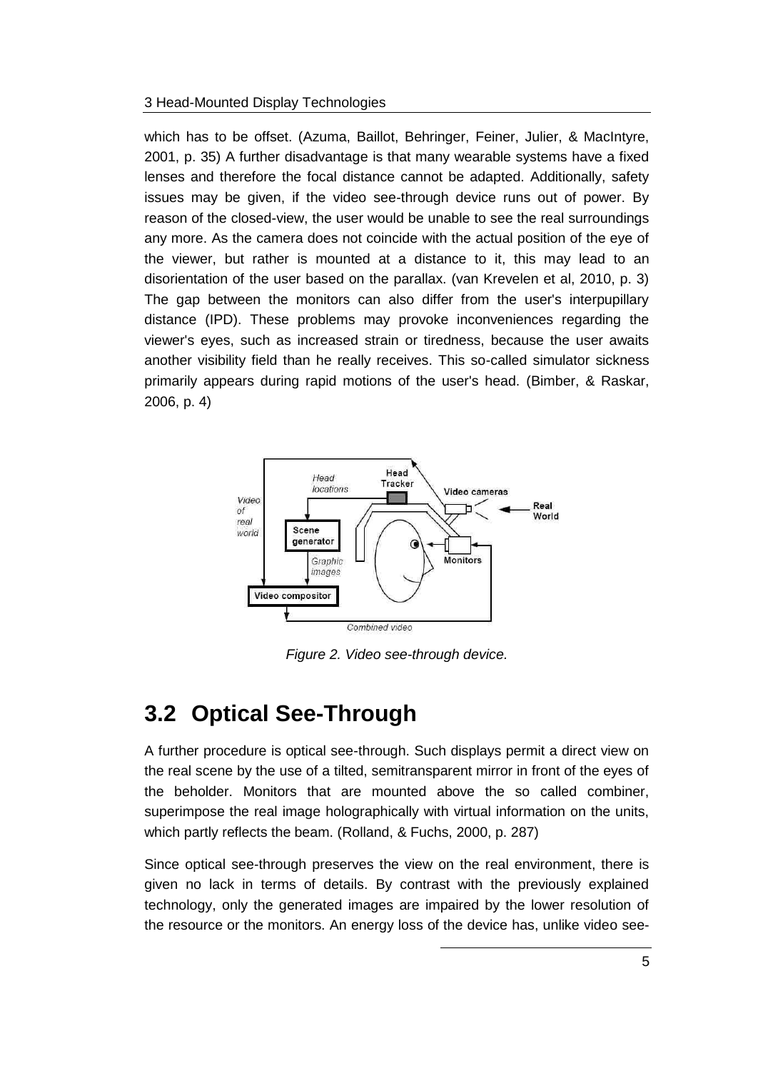which has to be offset. (Azuma, Baillot, Behringer, Feiner, Julier, & MacIntyre, 2001, p. 35) A further disadvantage is that many wearable systems have a fixed lenses and therefore the focal distance cannot be adapted. Additionally, safety issues may be given, if the video see-through device runs out of power. By reason of the closed-view, the user would be unable to see the real surroundings any more. As the camera does not coincide with the actual position of the eye of the viewer, but rather is mounted at a distance to it, this may lead to an disorientation of the user based on the parallax. (van Krevelen et al, 2010, p. 3) The gap between the monitors can also differ from the user's interpupillary distance (IPD). These problems may provoke inconveniences regarding the viewer's eyes, such as increased strain or tiredness, because the user awaits another visibility field than he really receives. This so-called simulator sickness primarily appears during rapid motions of the user's head. (Bimber, & Raskar, 2006, p. 4)

*Figure 2. Video see-through device.*

## 3.2 Optical See-Through

A further procedure is optical see-through. Such displays permit a direct view on the real scene by the use of a tilted, semitransparent mirror in front of the eyes of the beholder. Monitors that are mounted above the so called combiner, superimpose the real image holographically with virtual information on the units, which partly reflects the beam. (Rolland, & Fuchs, 2000, p. 287)

Since optical see-through preserves the view on the real environment, there is given no lack in terms of details. By contrast with the previously explained technology, only the generated images are impaired by the lower resolution of the resource or the monitors. An energy loss of the device has, unlike video see-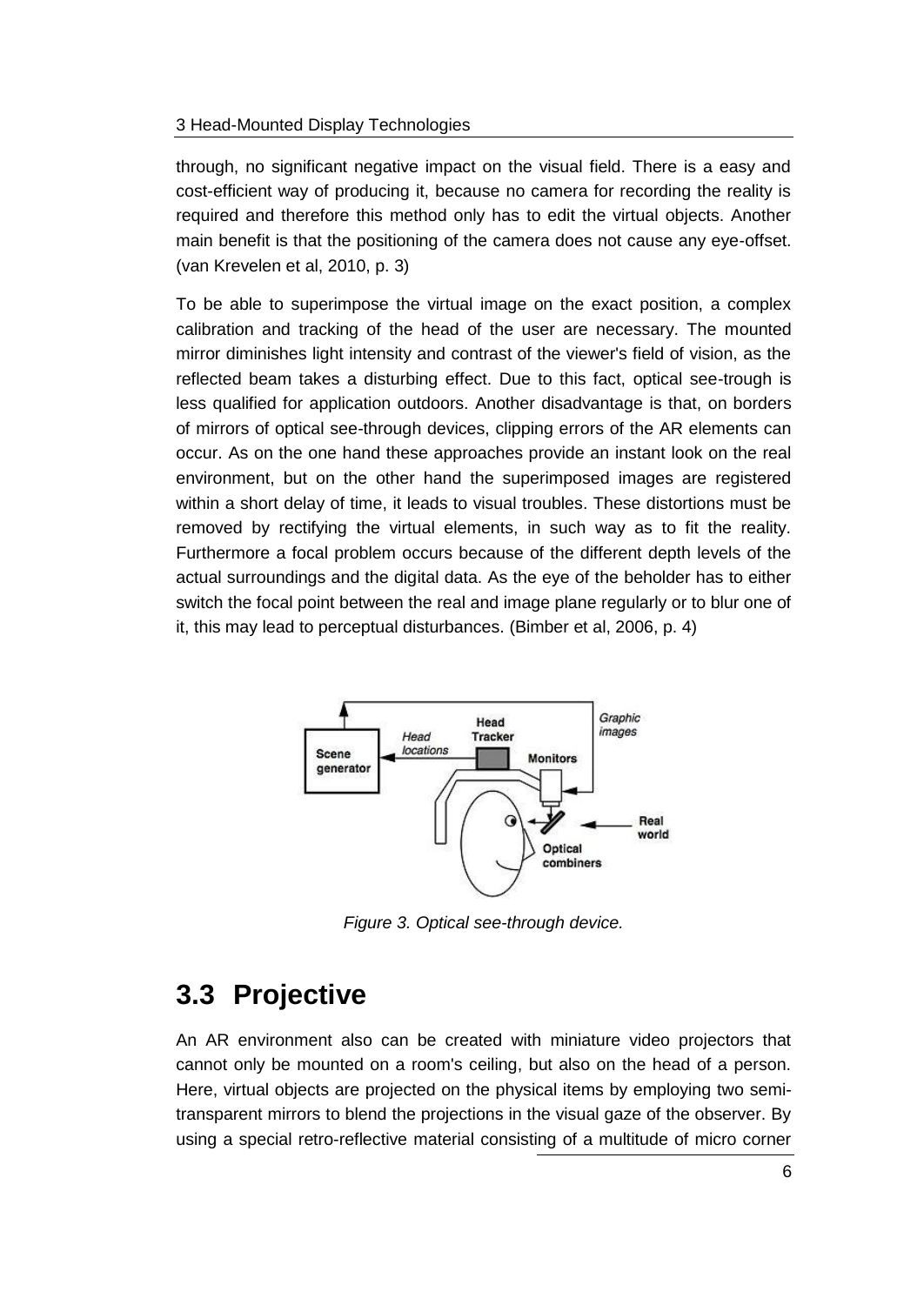through, no significant negative impact on the visual field. There is a easy and cost-efficient way of producing it, because no camera for recording the reality is required and therefore this method only has to edit the virtual objects. Another main benefit is that the positioning of the camera does not cause any eye-offset. (van Krevelen et al, 2010, p. 3)

To be able to superimpose the virtual image on the exact position, a complex calibration and tracking of the head of the user are necessary. The mounted mirror diminishes light intensity and contrast of the viewer's field of vision, as the reflected beam takes a disturbing effect. Due to this fact, optical see-trough is less qualified for application outdoors. Another disadvantage is that, on borders of mirrors of optical see-through devices, clipping errors of the AR elements can occur. As on the one hand these approaches provide an instant look on the real environment, but on the other hand the superimposed images are registered within a short delay of time, it leads to visual troubles. These distortions must be removed by rectifying the virtual elements, in such way as to fit the reality. Furthermore a focal problem occurs because of the different depth levels of the actual surroundings and the digital data. As the eye of the beholder has to either switch the focal point between the real and image plane regularly or to blur one of it, this may lead to perceptual disturbances. (Bimber et al, 2006, p. 4)

*Figure 3. Optical see-through device.*

## 3.3 Projective

An AR environment also can be created with miniature video projectors that cannot only be mounted on a room's ceiling, but also on the head of a person. Here, virtual objects are projected on the physical items by employing two semi-transparent mirrors to blend the projections in the visual gaze of the observer. By using a special retro-reflective material consisting of a multitude of micro corner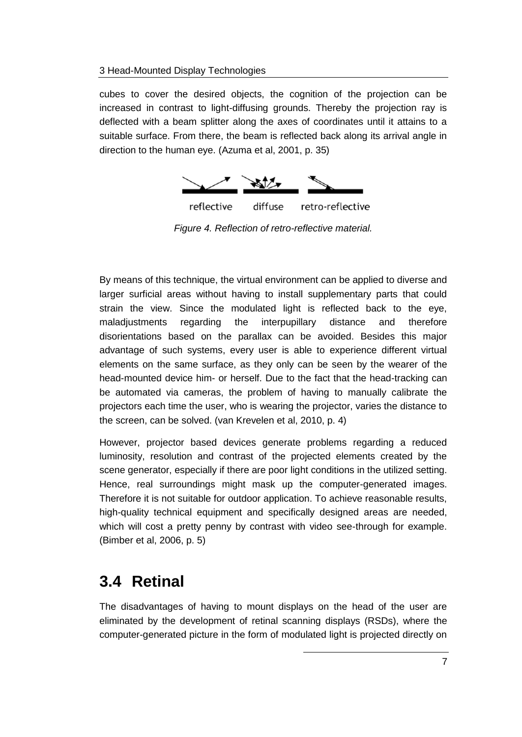cubes to cover the desired objects, the cognition of the projection can be increased in contrast to light-diffusing grounds. Thereby the projection ray is deflected with a beam splitter along the axes of coordinates until it attains to a suitable surface. From there, the beam is reflected back along its arrival angle in direction to the human eye. (Azuma et al, 2001, p. 35)

reflective diffuse retro-reflective

*Figure 4. Reflection of retro-reflective material.*

By means of this technique, the virtual environment can be applied to diverse and larger surficial areas without having to install supplementary parts that could strain the view. Since the modulated light is reflected back to the eye, maladjustments regarding the interpupillary distance and therefore disorientations based on the parallax can be avoided. Besides this major advantage of such systems, every user is able to experience different virtual elements on the same surface, as they only can be seen by the wearer of the head-mounted device him- or herself. Due to the fact that the head-tracking can be automated via cameras, the problem of having to manually calibrate the projectors each time the user, who is wearing the projector, varies the distance to the screen, can be solved. (van Krevelen et al, 2010, p. 4)

However, projector based devices generate problems regarding a reduced luminosity, resolution and contrast of the projected elements created by the scene generator, especially if there are poor light conditions in the utilized setting. Hence, real surroundings might mask up the computer-generated images. Therefore it is not suitable for outdoor application. To achieve reasonable results, high-quality technical equipment and specifically designed areas are needed, which will cost a pretty penny by contrast with video see-through for example. (Bimber et al, 2006, p. 5)

## 3.4 Retinal

The disadvantages of having to mount displays on the head of the user are eliminated by the development of retinal scanning displays (RSDs), where the computer-generated picture in the form of modulated light is projected directly on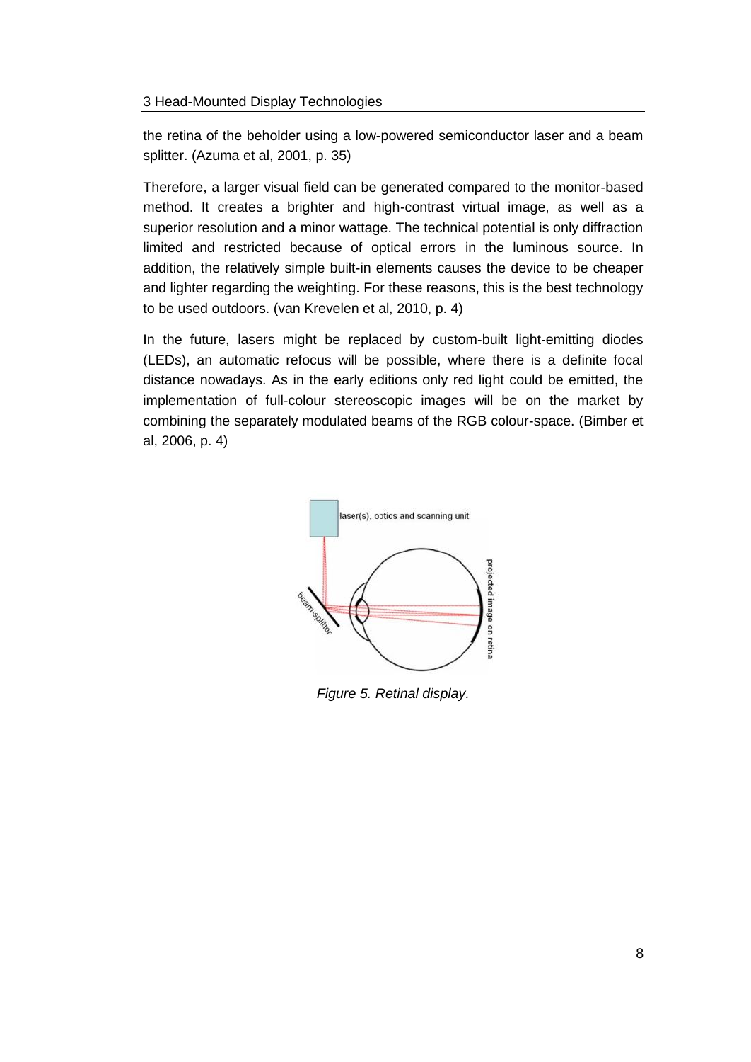the retina of the beholder using a low-powered semiconductor laser and a beam splitter. (Azuma et al, 2001, p. 35)

Therefore, a larger visual field can be generated compared to the monitor-based method. It creates a brighter and high-contrast virtual image, as well as a superior resolution and a minor wattage. The technical potential is only diffraction limited and restricted because of optical errors in the luminous source. In addition, the relatively simple built-in elements causes the device to be cheaper and lighter regarding the weighting. For these reasons, this is the best technology to be used outdoors. (van Krevelen et al, 2010, p. 4)

In the future, lasers might be replaced by custom-built light-emitting diodes (LEDs), an automatic refocus will be possible, where there is a definite focal distance nowadays. As in the early editions only red light could be emitted, the implementation of full-colour stereoscopic images will be on the market by combining the separately modulated beams of the RGB colour-space. (Bimber et al, 2006, p. 4)

*Figure 5. Retinal display.*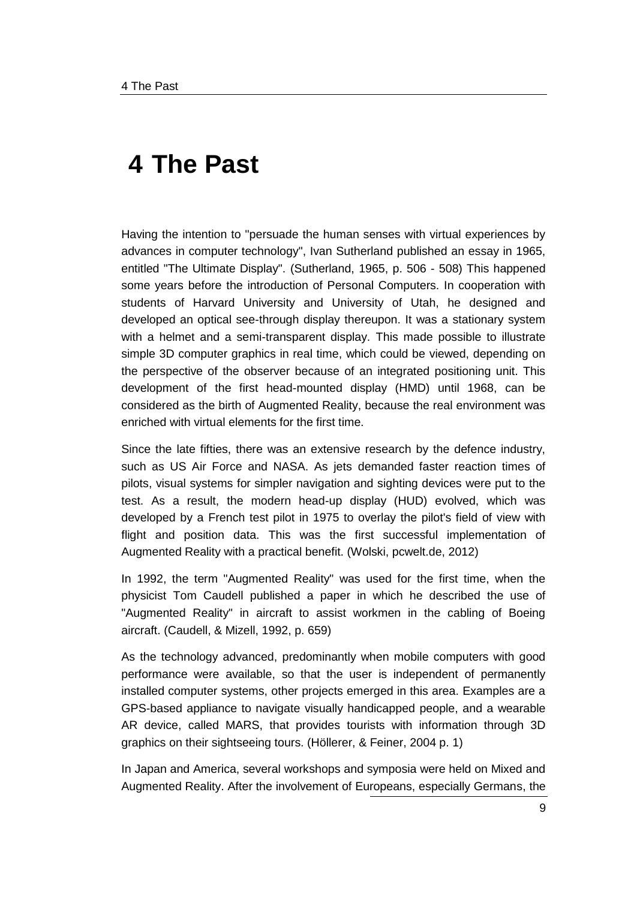# 4 The Past

Having the intention to "persuade the human senses with virtual experiences by advances in computer technology", Ivan Sutherland published an essay in 1965, entitled "The Ultimate Display". (Sutherland, 1965, p. 506 - 508) This happened some years before the introduction of Personal Computers. In cooperation with students of Harvard University and University of Utah, he designed and developed an optical see-through display thereupon. It was a stationary system with a helmet and a semi-transparent display. This made possible to illustrate simple 3D computer graphics in real time, which could be viewed, depending on the perspective of the observer because of an integrated positioning unit. This development of the first head-mounted display (HMD) until 1968, can be considered as the birth of Augmented Reality, because the real environment was enriched with virtual elements for the first time.

Since the late fifties, there was an extensive research by the defence industry, such as US Air Force and NASA. As jets demanded faster reaction times of pilots, visual systems for simpler navigation and sighting devices were put to the test. As a result, the modern head-up display (HUD) evolved, which was developed by a French test pilot in 1975 to overlay the pilot's field of view with flight and position data. This was the first successful implementation of Augmented Reality with a practical benefit. (Wolski, pcwelt.de, 2012)

In 1992, the term "Augmented Reality" was used for the first time, when the physicist Tom Caudell published a paper in which he described the use of "Augmented Reality" in aircraft to assist workmen in the cabling of Boeing aircraft. (Caudell, & Mizell, 1992, p. 659)

As the technology advanced, predominantly when mobile computers with good performance were available, so that the user is independent of permanently installed computer systems, other projects emerged in this area. Examples are a GPS-based appliance to navigate visually handicapped people, and a wearable AR device, called MARS, that provides tourists with information through 3D graphics on their sightseeing tours. (Höllerer, & Feiner, 2004 p. 1)

In Japan and America, several workshops and symposia were held on Mixed and Augmented Reality. After the involvement of Europeans, especially Germans, the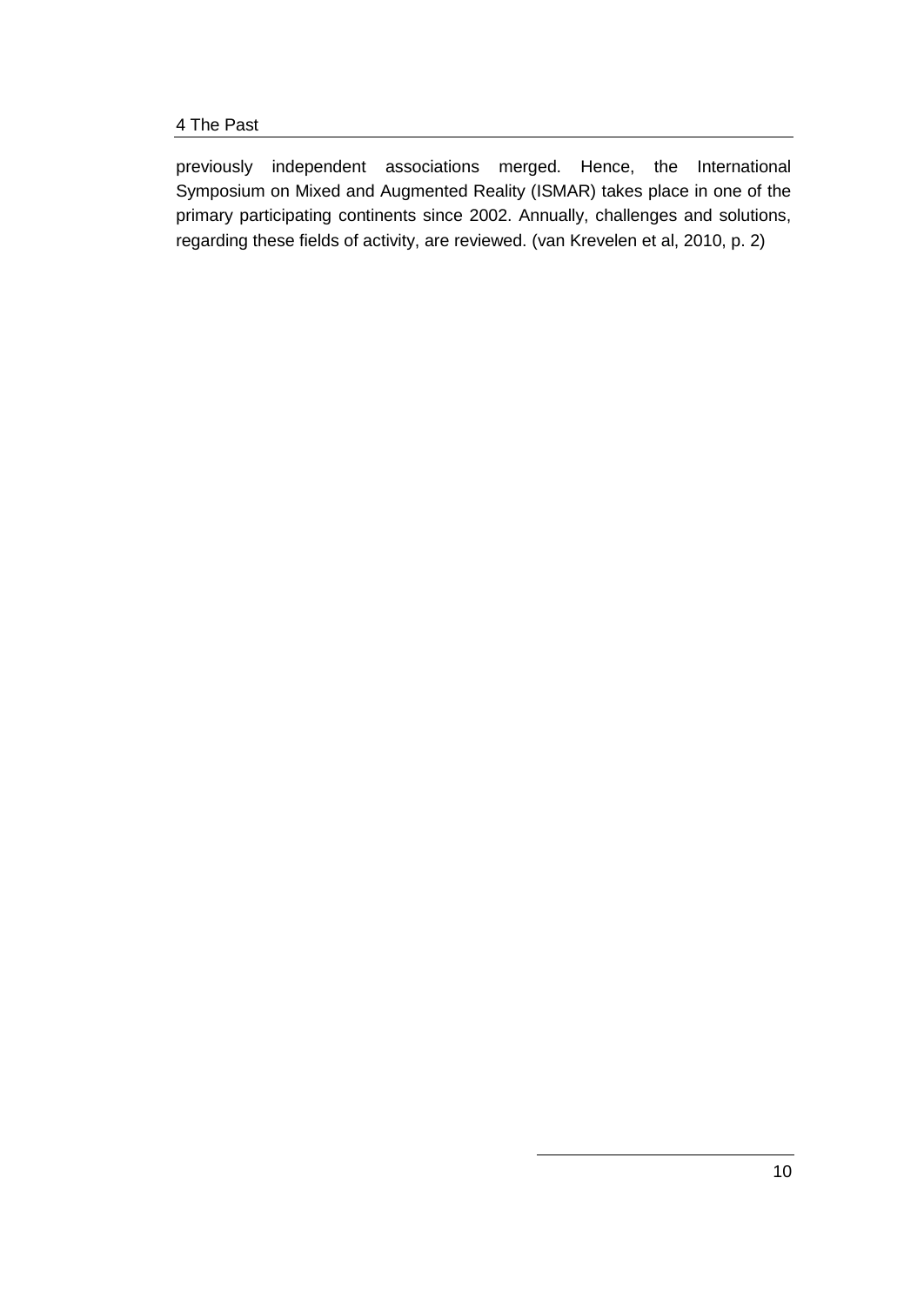previously independent associations merged. Hence, the International Symposium on Mixed and Augmented Reality (ISMAR) takes place in one of the primary participating continents since 2002. Annually, challenges and solutions, regarding these fields of activity, are reviewed. (van Krevelen et al, 2010, p. 2)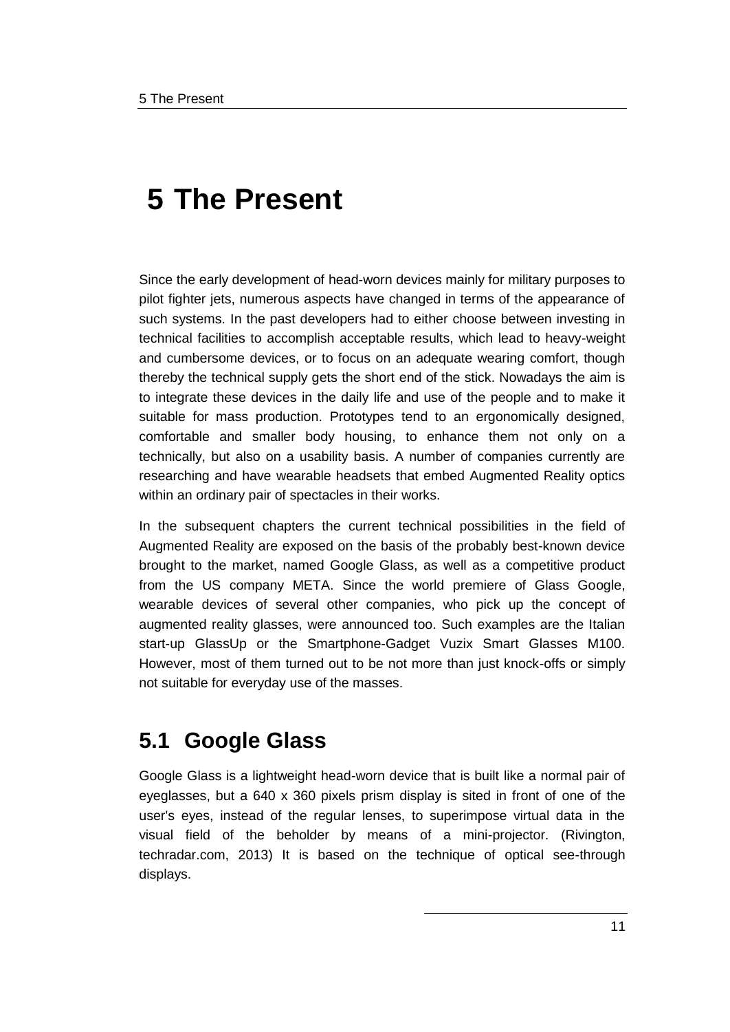# 5 The Present

Since the early development of head-worn devices mainly for military purposes to pilot fighter jets, numerous aspects have changed in terms of the appearance of such systems. In the past developers had to either choose between investing in technical facilities to accomplish acceptable results, which lead to heavy-weight and cumbersome devices, or to focus on an adequate wearing comfort, though thereby the technical supply gets the short end of the stick. Nowadays the aim is to integrate these devices in the daily life and use of the people and to make it suitable for mass production. Prototypes tend to an ergonomically designed, comfortable and smaller body housing, to enhance them not only on a technically, but also on a usability basis. A number of companies currently are researching and have wearable headsets that embed Augmented Reality optics within an ordinary pair of spectacles in their works.

In the subsequent chapters the current technical possibilities in the field of Augmented Reality are exposed on the basis of the probably best-known device brought to the market, named Google Glass, as well as a competitive product from the US company META. Since the world premiere of Glass Google, wearable devices of several other companies, who pick up the concept of augmented reality glasses, were announced too. Such examples are the Italian start-up GlassUp or the Smartphone-Gadget Vuzix Smart Glasses M100. However, most of them turned out to be not more than just knock-offs or simply not suitable for everyday use of the masses.

## 5.1 Google Glass

Google Glass is a lightweight head-worn device that is built like a normal pair of eyeglasses, but a 640 x 360 pixels prism display is sited in front of one of the user's eyes, instead of the regular lenses, to superimpose virtual data in the visual field of the beholder by means of a mini-projector. (Rivington, techradar.com, 2013) It is based on the technique of optical see-through displays.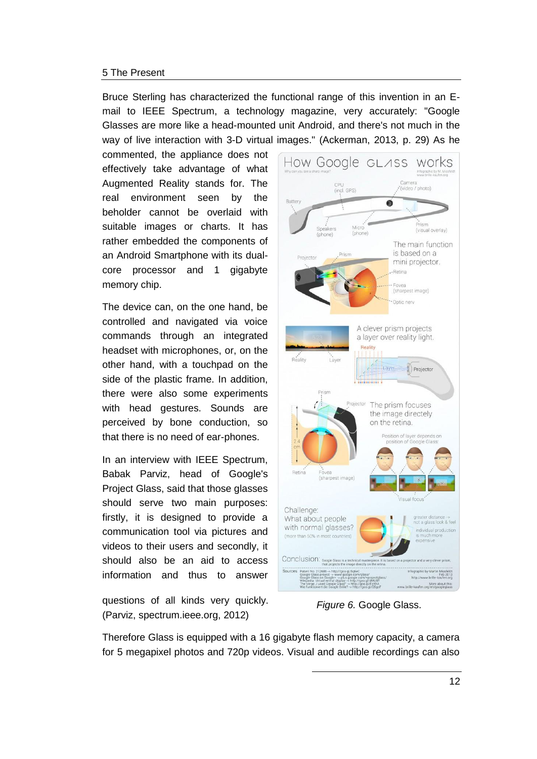Bruce Sterling has characterized the functional range of this invention in an E-mail to IEEE Spectrum, a technology magazine, very accurately: "Google Glasses are more like a head-mounted unit Android, and there's not much in the way of live interaction with 3-D virtual images." (Ackerman, 2013, p. 29) As he commented, the appliance does not effectively take advantage of what Augmented Reality stands for. The real environment seen by the beholder cannot be overlaid with suitable images or charts. It has rather embedded the components of an Android Smartphone with its dual-core processor and 1 gigabyte memory chip.

The device can, on the one hand, be controlled and navigated via voice commands through an integrated headset with microphones, or, on the other hand, with a touchpad on the side of the plastic frame. In addition, there were also some experiments with head gestures. Sounds are perceived by bone conduction, so that there is no need of ear-phones.

In an interview with IEEE Spectrum, Babak Parviz, head of Google's Project Glass, said that those glasses should serve two main purposes: firstly, it is designed to provide a communication tool via pictures and videos to their users and secondly, it should also be an aid to access information and thus to answer questions of all kinds very quickly. (Parviz, spectrum.ieee.org, 2012)

*Figure 6.* Google Glass.

Therefore Glass is equipped with a 16 gigabyte flash memory capacity, a camera for 5 megapixel photos and 720p videos. Visual and audible recordings can also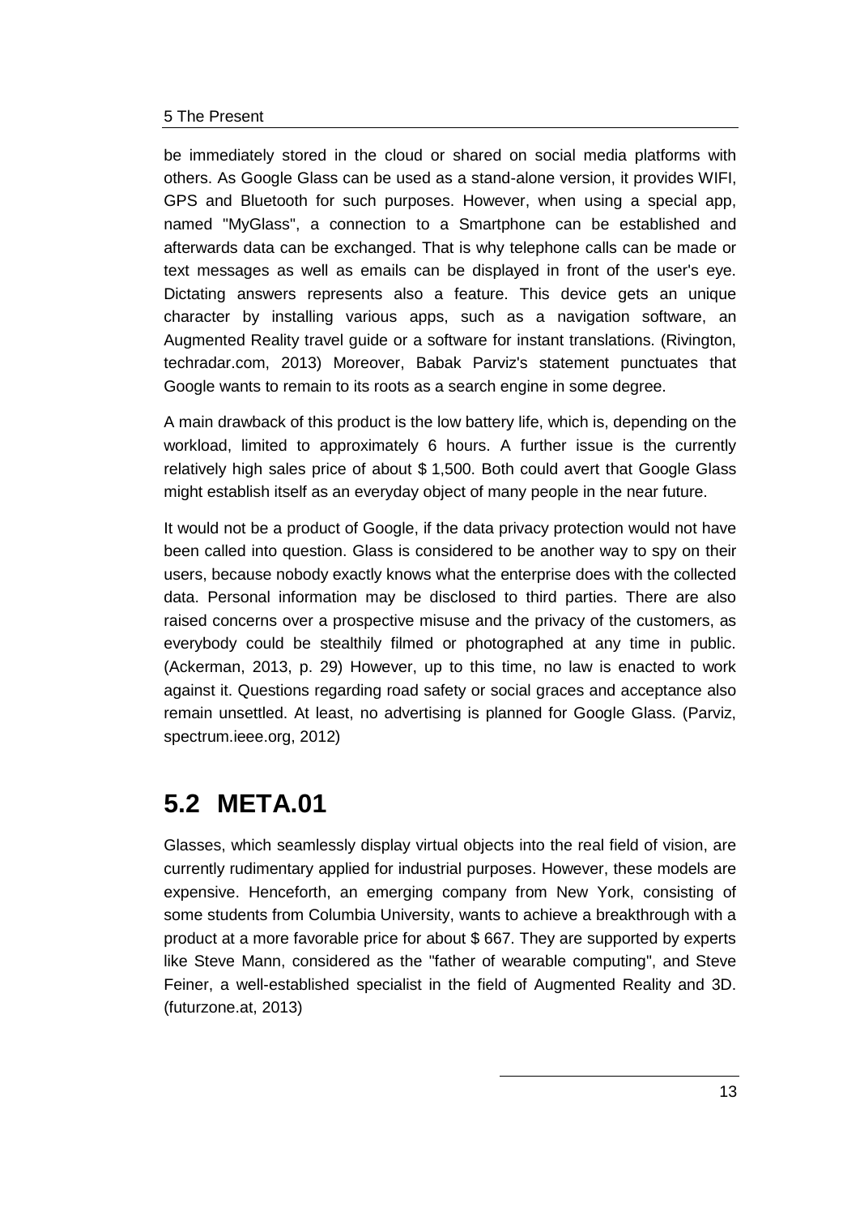be immediately stored in the cloud or shared on social media platforms with others. As Google Glass can be used as a stand-alone version, it provides WIFI, GPS and Bluetooth for such purposes. However, when using a special app, named "MyGlass", a connection to a Smartphone can be established and afterwards data can be exchanged. That is why telephone calls can be made or text messages as well as emails can be displayed in front of the user's eye. Dictating answers represents also a feature. This device gets an unique character by installing various apps, such as a navigation software, an Augmented Reality travel guide or a software for instant translations. (Rivington, techradar.com, 2013) Moreover, Babak Parviz's statement punctuates that Google wants to remain to its roots as a search engine in some degree.

A main drawback of this product is the low battery life, which is, depending on the workload, limited to approximately 6 hours. A further issue is the currently relatively high sales price of about $ 1,500. Both could avert that Google Glass might establish itself as an everyday object of many people in the near future.

It would not be a product of Google, if the data privacy protection would not have been called into question. Glass is considered to be another way to spy on their users, because nobody exactly knows what the enterprise does with the collected data. Personal information may be disclosed to third parties. There are also raised concerns over a prospective misuse and the privacy of the customers, as everybody could be stealthily filmed or photographed at any time in public. (Ackerman, 2013, p. 29) However, up to this time, no law is enacted to work against it. Questions regarding road safety or social graces and acceptance also remain unsettled. At least, no advertising is planned for Google Glass. (Parviz, spectrum.ieee.org, 2012)

## 5.2 META.01

Glasses, which seamlessly display virtual objects into the real field of vision, are currently rudimentary applied for industrial purposes. However, these models are expensive. Henceforth, an emerging company from New York, consisting of some students from Columbia University, wants to achieve a breakthrough with a product at a more favorable price for about $ 667. They are supported by experts like Steve Mann, considered as the "father of wearable computing", and Steve Feiner, a well-established specialist in the field of Augmented Reality and 3D. (futurzone.at, 2013)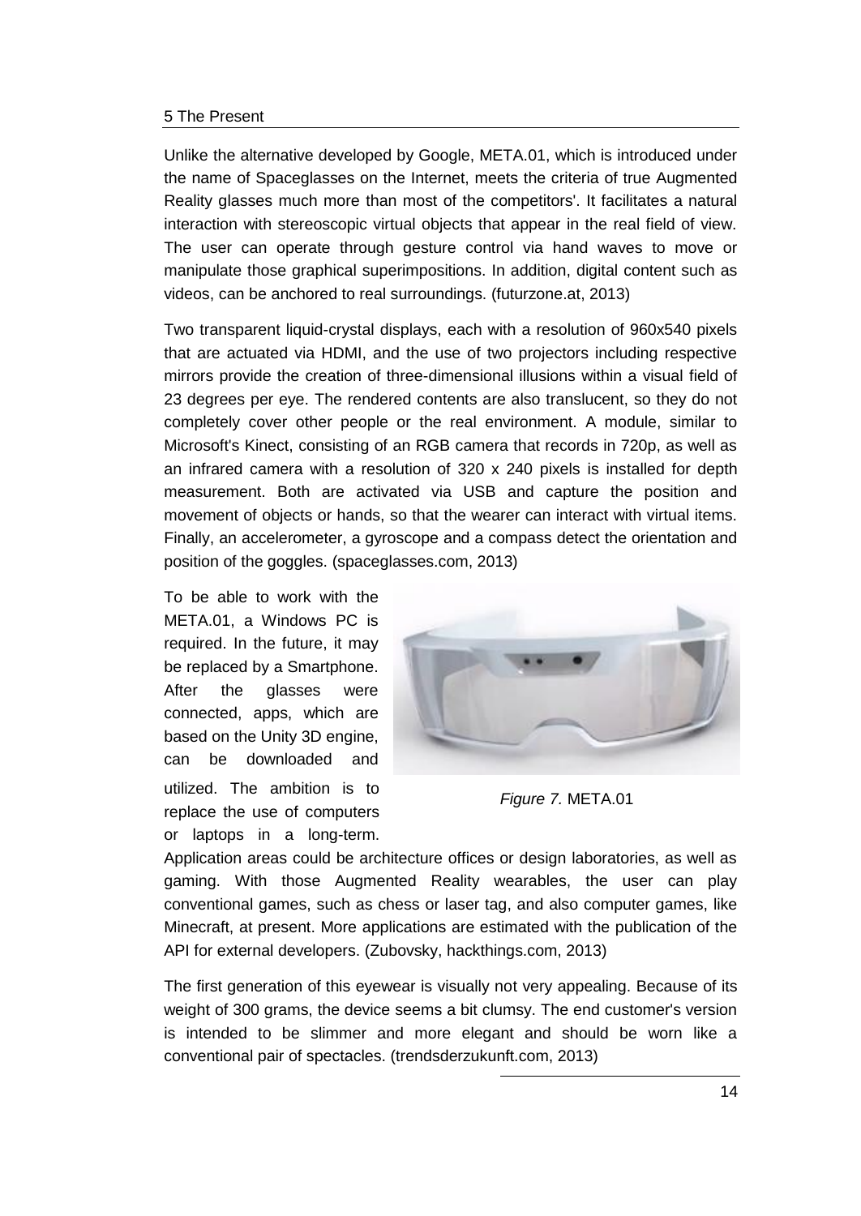Unlike the alternative developed by Google, META.01, which is introduced under the name of Spaceglasses on the Internet, meets the criteria of true Augmented Reality glasses much more than most of the competitors'. It facilitates a natural interaction with stereoscopic virtual objects that appear in the real field of view. The user can operate through gesture control via hand waves to move or manipulate those graphical superimpositions. In addition, digital content such as videos, can be anchored to real surroundings. (futurzone.at, 2013)

Two transparent liquid-crystal displays, each with a resolution of 960x540 pixels that are actuated via HDMI, and the use of two projectors including respective mirrors provide the creation of three-dimensional illusions within a visual field of 23 degrees per eye. The rendered contents are also translucent, so they do not completely cover other people or the real environment. A module, similar to Microsoft's Kinect, consisting of an RGB camera that records in 720p, as well as an infrared camera with a resolution of 320 x 240 pixels is installed for depth measurement. Both are activated via USB and capture the position and movement of objects or hands, so that the wearer can interact with virtual items. Finally, an accelerometer, a gyroscope and a compass detect the orientation and position of the goggles. (spaceglasses.com, 2013)

To be able to work with the META.01, a Windows PC is required. In the future, it may be replaced by a Smartphone. After the glasses were connected, apps, which are based on the Unity 3D engine, can be downloaded and utilized. The ambition is to replace the use of computers or laptops in a long-term. Application areas could be architecture offices or design laboratories, as well as gaming. With those Augmented Reality wearables, the user can play conventional games, such as chess or laser tag, and also computer games, like Minecraft, at present. More applications are estimated with the publication of the API for external developers. (Zubovsky, hackthings.com, 2013)

*Figure 7.* META.01

The first generation of this eyewear is visually not very appealing. Because of its weight of 300 grams, the device seems a bit clumsy. The end customer's version is intended to be slimmer and more elegant and should be worn like a conventional pair of spectacles. (trendsderzukunft.com, 2013)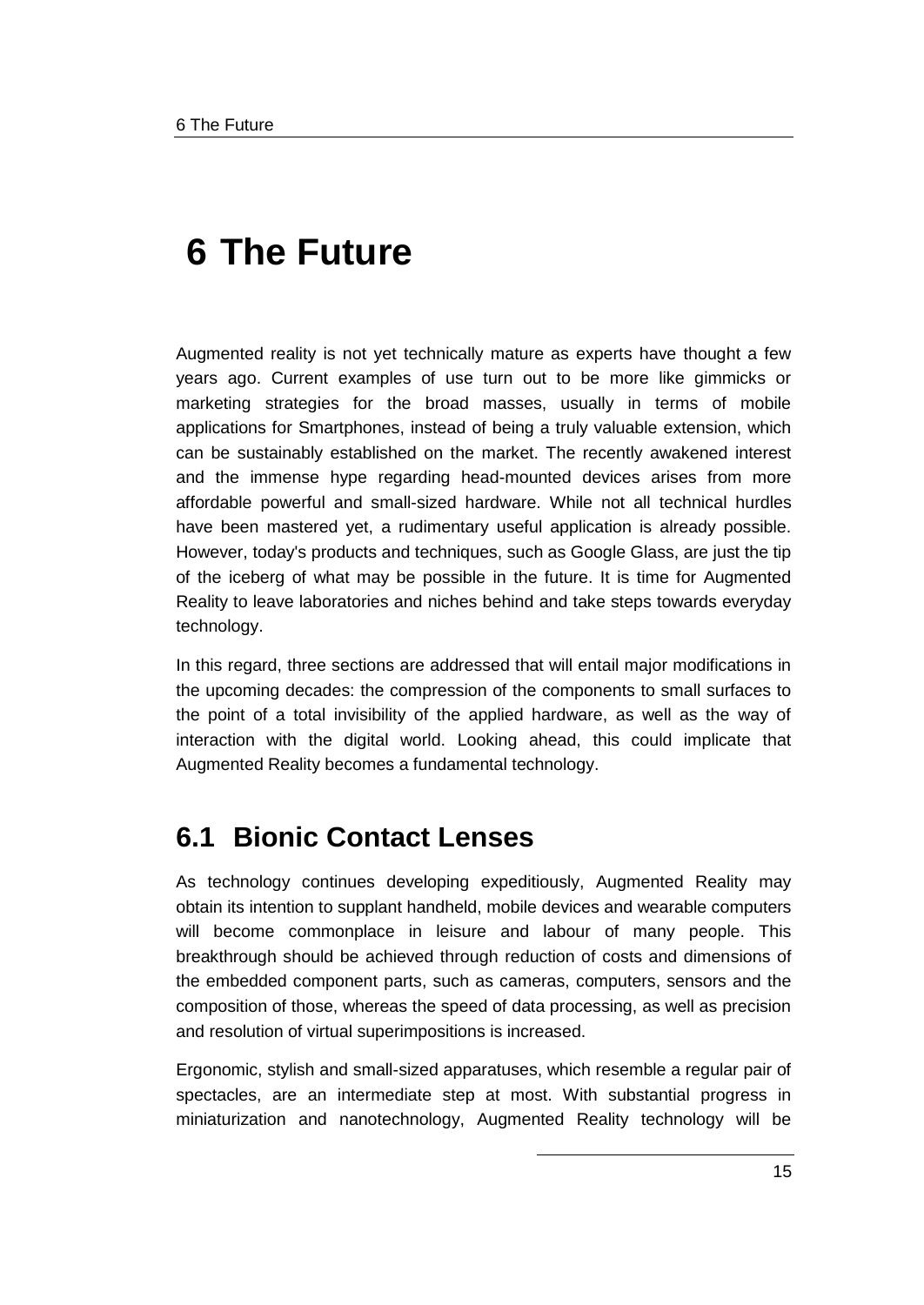# 6 The Future

Augmented reality is not yet technically mature as experts have thought a few years ago. Current examples of use turn out to be more like gimmicks or marketing strategies for the broad masses, usually in terms of mobile applications for Smartphones, instead of being a truly valuable extension, which can be sustainably established on the market. The recently awakened interest and the immense hype regarding head-mounted devices arises from more affordable powerful and small-sized hardware. While not all technical hurdles have been mastered yet, a rudimentary useful application is already possible. However, today's products and techniques, such as Google Glass, are just the tip of the iceberg of what may be possible in the future. It is time for Augmented Reality to leave laboratories and niches behind and take steps towards everyday technology.

In this regard, three sections are addressed that will entail major modifications in the upcoming decades: the compression of the components to small surfaces to the point of a total invisibility of the applied hardware, as well as the way of interaction with the digital world. Looking ahead, this could implicate that Augmented Reality becomes a fundamental technology.

## 6.1 Bionic Contact Lenses

As technology continues developing expeditiously, Augmented Reality may obtain its intention to supplant handheld, mobile devices and wearable computers will become commonplace in leisure and labour of many people. This breakthrough should be achieved through reduction of costs and dimensions of the embedded component parts, such as cameras, computers, sensors and the composition of those, whereas the speed of data processing, as well as precision and resolution of virtual superimpositions is increased.

Ergonomic, stylish and small-sized apparatuses, which resemble a regular pair of spectacles, are an intermediate step at most. With substantial progress in miniaturization and nanotechnology, Augmented Reality technology will be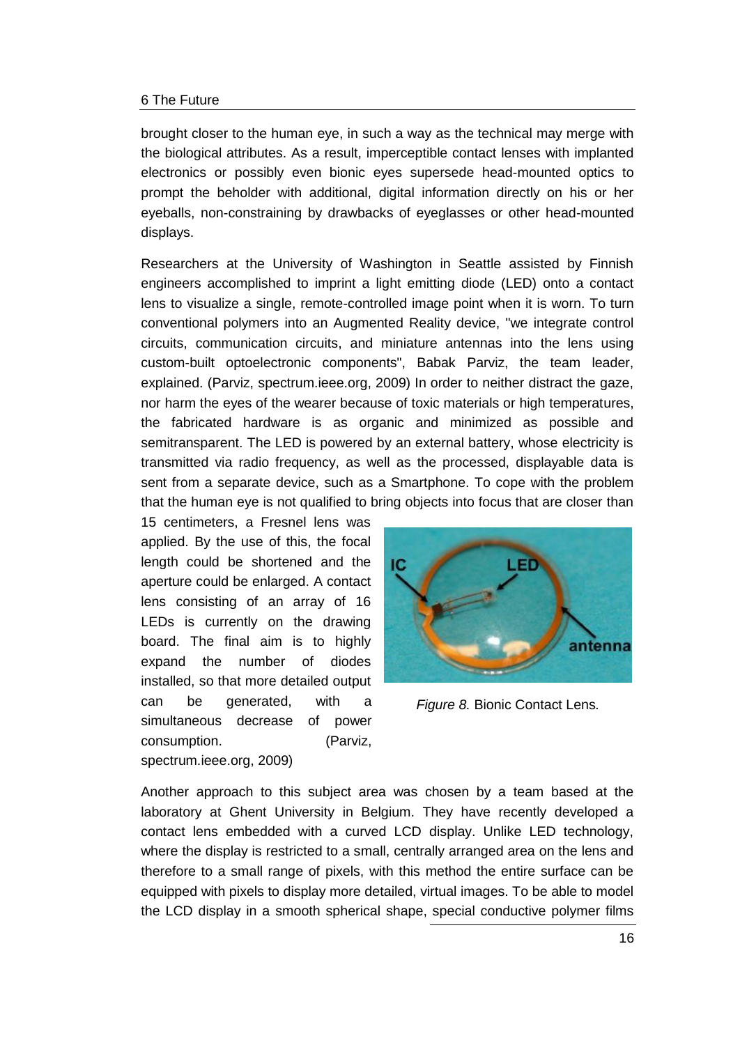brought closer to the human eye, in such a way as the technical may merge with the biological attributes. As a result, imperceptible contact lenses with implanted electronics or possibly even bionic eyes supersede head-mounted optics to prompt the beholder with additional, digital information directly on his or her eyeballs, non-constraining by drawbacks of eyeglasses or other head-mounted displays.

Researchers at the University of Washington in Seattle assisted by Finnish engineers accomplished to imprint a light emitting diode (LED) onto a contact lens to visualize a single, remote-controlled image point when it is worn. To turn conventional polymers into an Augmented Reality device, "we integrate control circuits, communication circuits, and miniature antennas into the lens using custom-built optoelectronic components", Babak Parviz, the team leader, explained. (Parviz, spectrum.ieee.org, 2009) In order to neither distract the gaze, nor harm the eyes of the wearer because of toxic materials or high temperatures, the fabricated hardware is as organic and minimized as possible and semitransparent. The LED is powered by an external battery, whose electricity is transmitted via radio frequency, as well as the processed, displayable data is sent from a separate device, such as a Smartphone. To cope with the problem that the human eye is not qualified to bring objects into focus that are closer than 15 centimeters, a Fresnel lens was applied. By the use of this, the focal length could be shortened and the aperture could be enlarged. A contact lens consisting of an array of 16 LEDs is currently on the drawing board. The final aim is to highly expand the number of diodes installed, so that more detailed output can be generated, with a simultaneous decrease of power consumption. (Parviz, spectrum.ieee.org, 2009)

*Figure 8.* Bionic Contact Lens.

Another approach to this subject area was chosen by a team based at the laboratory at Ghent University in Belgium. They have recently developed a contact lens embedded with a curved LCD display. Unlike LED technology, where the display is restricted to a small, centrally arranged area on the lens and therefore to a small range of pixels, with this method the entire surface can be equipped with pixels to display more detailed, virtual images. To be able to model the LCD display in a smooth spherical shape, special conductive polymer films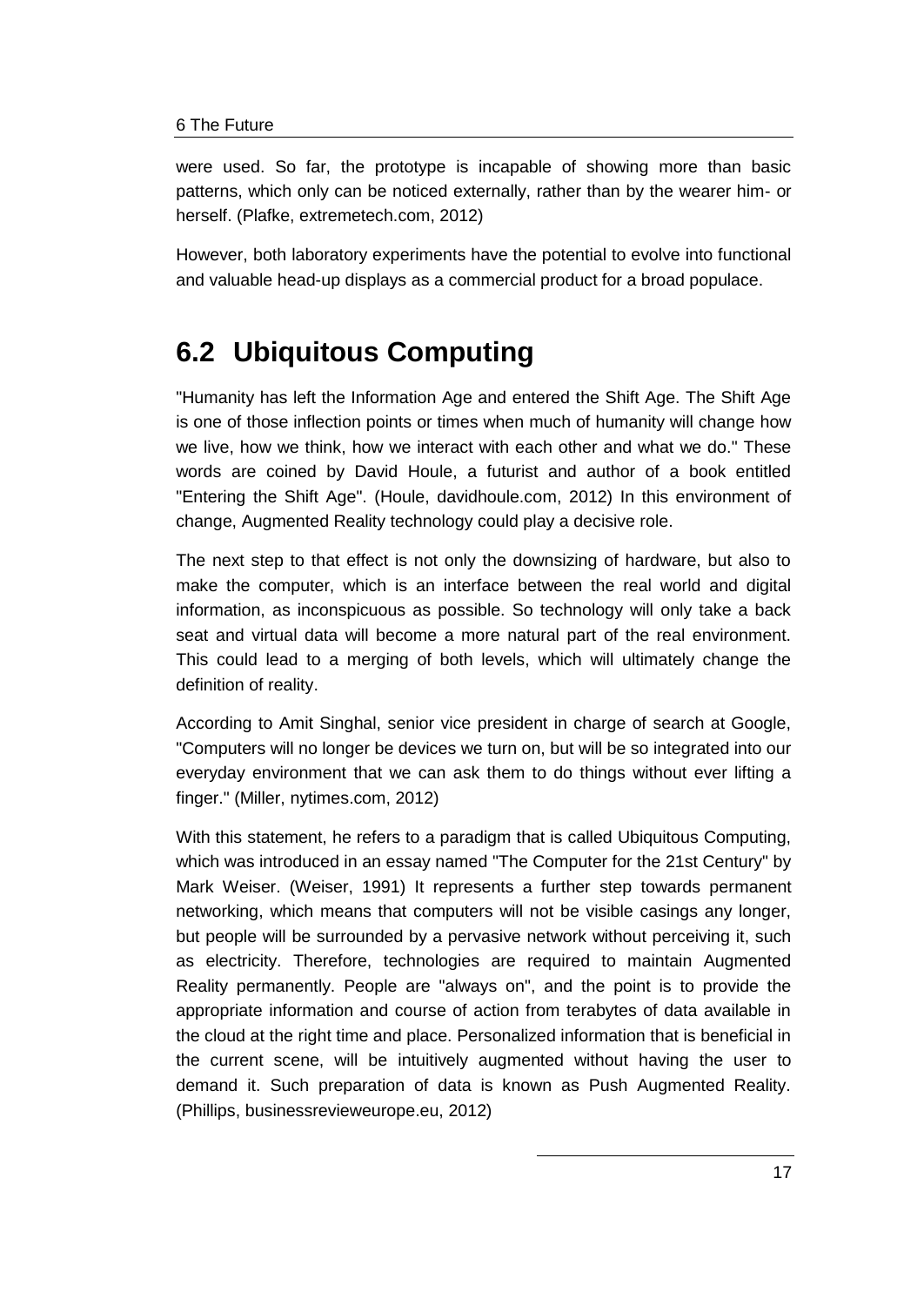were used. So far, the prototype is incapable of showing more than basic patterns, which only can be noticed externally, rather than by the wearer him- or herself. (Plafke, extremetech.com, 2012)

However, both laboratory experiments have the potential to evolve into functional and valuable head-up displays as a commercial product for a broad populace.

## 6.2 Ubiquitous Computing

"Humanity has left the Information Age and entered the Shift Age. The Shift Age is one of those inflection points or times when much of humanity will change how we live, how we think, how we interact with each other and what we do." These words are coined by David Houle, a futurist and author of a book entitled "Entering the Shift Age". (Houle, davidhoule.com, 2012) In this environment of change, Augmented Reality technology could play a decisive role.

The next step to that effect is not only the downsizing of hardware, but also to make the computer, which is an interface between the real world and digital information, as inconspicuous as possible. So technology will only take a back seat and virtual data will become a more natural part of the real environment. This could lead to a merging of both levels, which will ultimately change the definition of reality.

According to Amit Singhal, senior vice president in charge of search at Google, "Computers will no longer be devices we turn on, but will be so integrated into our everyday environment that we can ask them to do things without ever lifting a finger." (Miller, nytimes.com, 2012)

With this statement, he refers to a paradigm that is called Ubiquitous Computing, which was introduced in an essay named "The Computer for the 21st Century" by Mark Weiser. (Weiser, 1991) It represents a further step towards permanent networking, which means that computers will not be visible casings any longer, but people will be surrounded by a pervasive network without perceiving it, such as electricity. Therefore, technologies are required to maintain Augmented Reality permanently. People are "always on", and the point is to provide the appropriate information and course of action from terabytes of data available in the cloud at the right time and place. Personalized information that is beneficial in the current scene, will be intuitively augmented without having the user to demand it. Such preparation of data is known as Push Augmented Reality. (Phillips, businessrevieweurope.eu, 2012)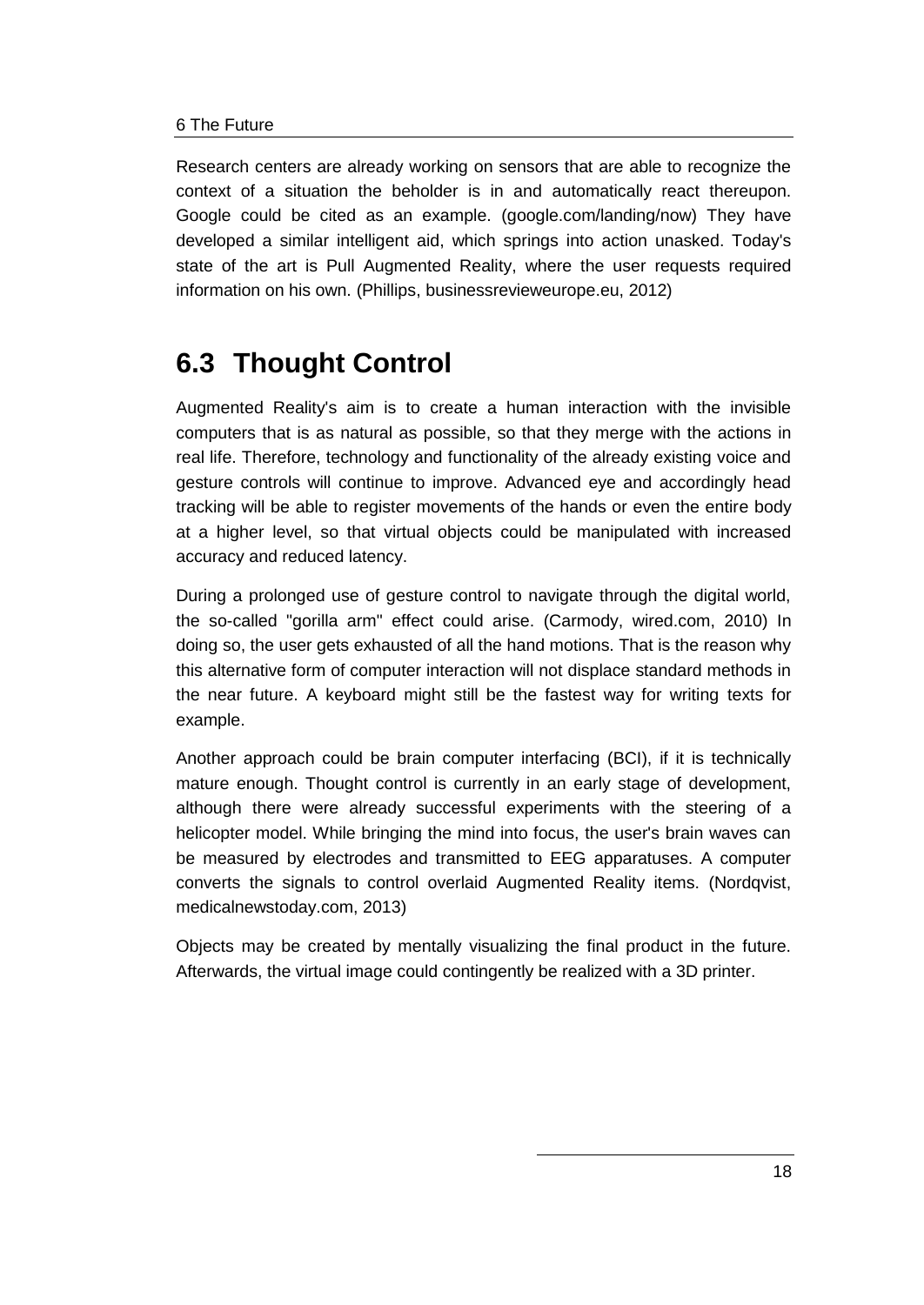Research centers are already working on sensors that are able to recognize the context of a situation the beholder is in and automatically react thereupon. Google could be cited as an example. (google.com/landing/now) They have developed a similar intelligent aid, which springs into action unasked. Today's state of the art is Pull Augmented Reality, where the user requests required information on his own. (Phillips, businessrevieweurope.eu, 2012)

## 6.3 Thought Control

Augmented Reality's aim is to create a human interaction with the invisible computers that is as natural as possible, so that they merge with the actions in real life. Therefore, technology and functionality of the already existing voice and gesture controls will continue to improve. Advanced eye and accordingly head tracking will be able to register movements of the hands or even the entire body at a higher level, so that virtual objects could be manipulated with increased accuracy and reduced latency.

During a prolonged use of gesture control to navigate through the digital world, the so-called "gorilla arm" effect could arise. (Carmody, wired.com, 2010) In doing so, the user gets exhausted of all the hand motions. That is the reason why this alternative form of computer interaction will not displace standard methods in the near future. A keyboard might still be the fastest way for writing texts for example.

Another approach could be brain computer interfacing (BCI), if it is technically mature enough. Thought control is currently in an early stage of development, although there were already successful experiments with the steering of a helicopter model. While bringing the mind into focus, the user's brain waves can be measured by electrodes and transmitted to EEG apparatuses. A computer converts the signals to control overlaid Augmented Reality items. (Nordqvist, medicalnewstoday.com, 2013)

Objects may be created by mentally visualizing the final product in the future. Afterwards, the virtual image could contingently be realized with a 3D printer.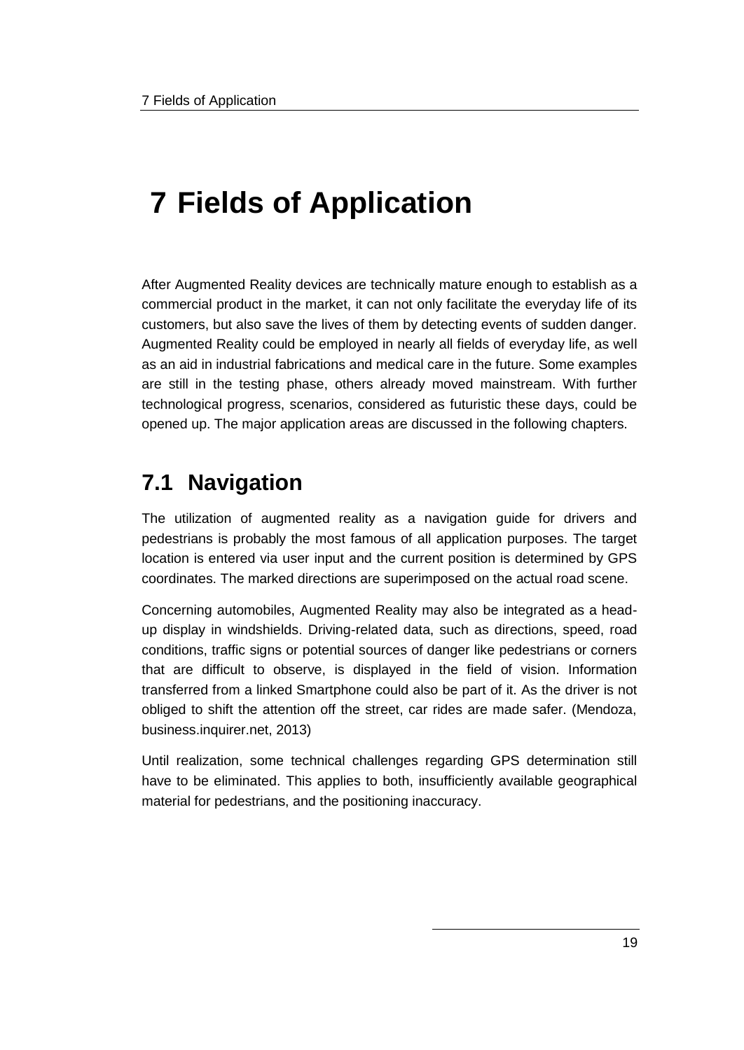# 7 Fields of Application

After Augmented Reality devices are technically mature enough to establish as a commercial product in the market, it can not only facilitate the everyday life of its customers, but also save the lives of them by detecting events of sudden danger. Augmented Reality could be employed in nearly all fields of everyday life, as well as an aid in industrial fabrications and medical care in the future. Some examples are still in the testing phase, others already moved mainstream. With further technological progress, scenarios, considered as futuristic these days, could be opened up. The major application areas are discussed in the following chapters.

## 7.1 Navigation

The utilization of augmented reality as a navigation guide for drivers and pedestrians is probably the most famous of all application purposes. The target location is entered via user input and the current position is determined by GPS coordinates. The marked directions are superimposed on the actual road scene.

Concerning automobiles, Augmented Reality may also be integrated as a head-up display in windshields. Driving-related data, such as directions, speed, road conditions, traffic signs or potential sources of danger like pedestrians or corners that are difficult to observe, is displayed in the field of vision. Information transferred from a linked Smartphone could also be part of it. As the driver is not obliged to shift the attention off the street, car rides are made safer. (Mendoza, business.inquirer.net, 2013)

Until realization, some technical challenges regarding GPS determination still have to be eliminated. This applies to both, insufficiently available geographical material for pedestrians, and the positioning inaccuracy.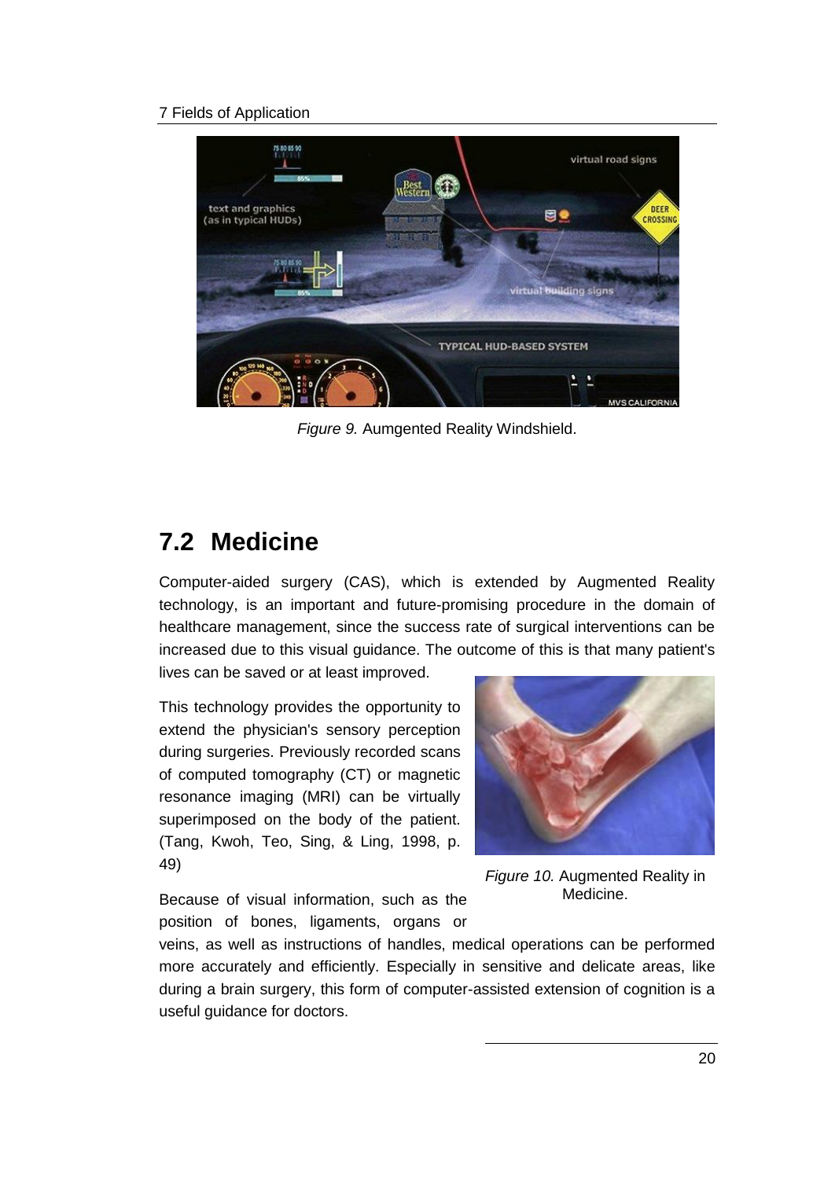*Figure 9.* Aumgented Reality Windshield.

## 7.2 Medicine

Computer-aided surgery (CAS), which is extended by Augmented Reality technology, is an important and future-promising procedure in the domain of healthcare management, since the success rate of surgical interventions can be increased due to this visual guidance. The outcome of this is that many patient's lives can be saved or at least improved.

This technology provides the opportunity to extend the physician's sensory perception during surgeries. Previously recorded scans of computed tomography (CT) or magnetic resonance imaging (MRI) can be virtually superimposed on the body of the patient. (Tang, Kwoh, Teo, Sing, & Ling, 1998, p. 49)

*Figure 10.* Augmented Reality in Medicine.

Because of visual information, such as the position of bones, ligaments, organs or veins, as well as instructions of handles, medical operations can be performed more accurately and efficiently. Especially in sensitive and delicate areas, like during a brain surgery, this form of computer-assisted extension of cognition is a useful guidance for doctors.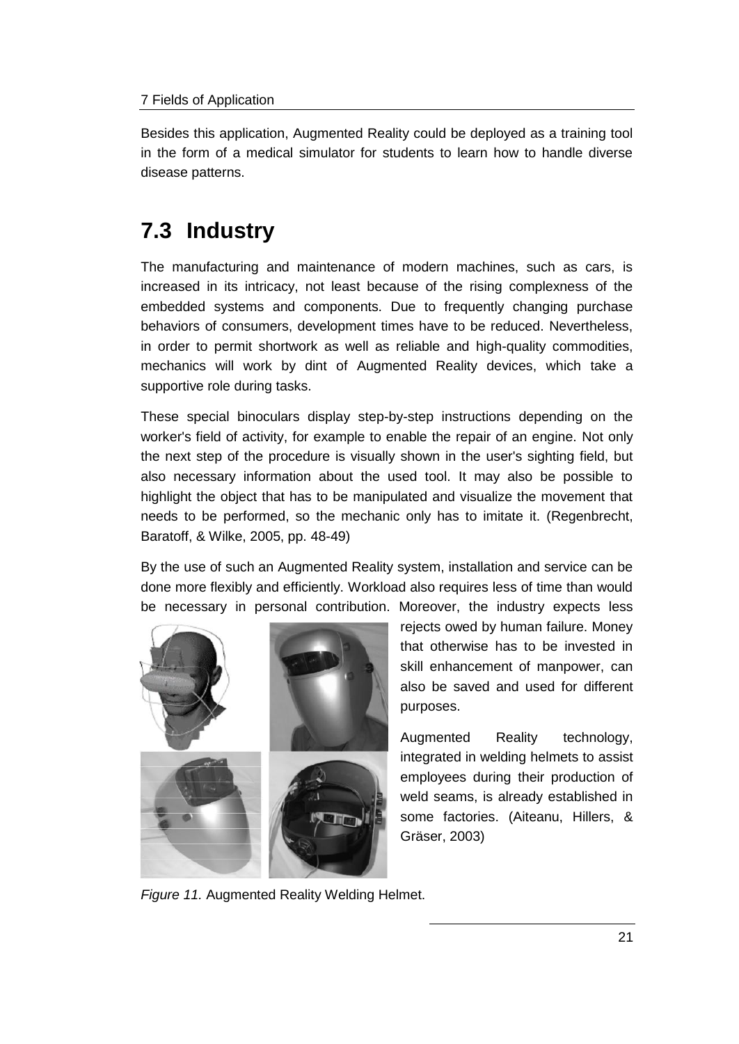Besides this application, Augmented Reality could be deployed as a training tool in the form of a medical simulator for students to learn how to handle diverse disease patterns.

## 7.3 Industry

The manufacturing and maintenance of modern machines, such as cars, is increased in its intricacy, not least because of the rising complexness of the embedded systems and components. Due to frequently changing purchase behaviors of consumers, development times have to be reduced. Nevertheless, in order to permit shortwork as well as reliable and high-quality commodities, mechanics will work by dint of Augmented Reality devices, which take a supportive role during tasks.

These special binoculars display step-by-step instructions depending on the worker's field of activity, for example to enable the repair of an engine. Not only the next step of the procedure is visually shown in the user's sighting field, but also necessary information about the used tool. It may also be possible to highlight the object that has to be manipulated and visualize the movement that needs to be performed, so the mechanic only has to imitate it. (Regenbrecht, Baratoff, & Wilke, 2005, pp. 48-49)

By the use of such an Augmented Reality system, installation and service can be done more flexibly and efficiently. Workload also requires less of time than would be necessary in personal contribution. Moreover, the industry expects less rejects owed by human failure. Money that otherwise has to be invested in skill enhancement of manpower, can also be saved and used for different purposes.

Augmented Reality technology, integrated in welding helmets to assist employees during their production of weld seams, is already established in some factories. (Aiteanu, Hillers, & Gräser, 2003)

*Figure 11.* Augmented Reality Welding Helmet.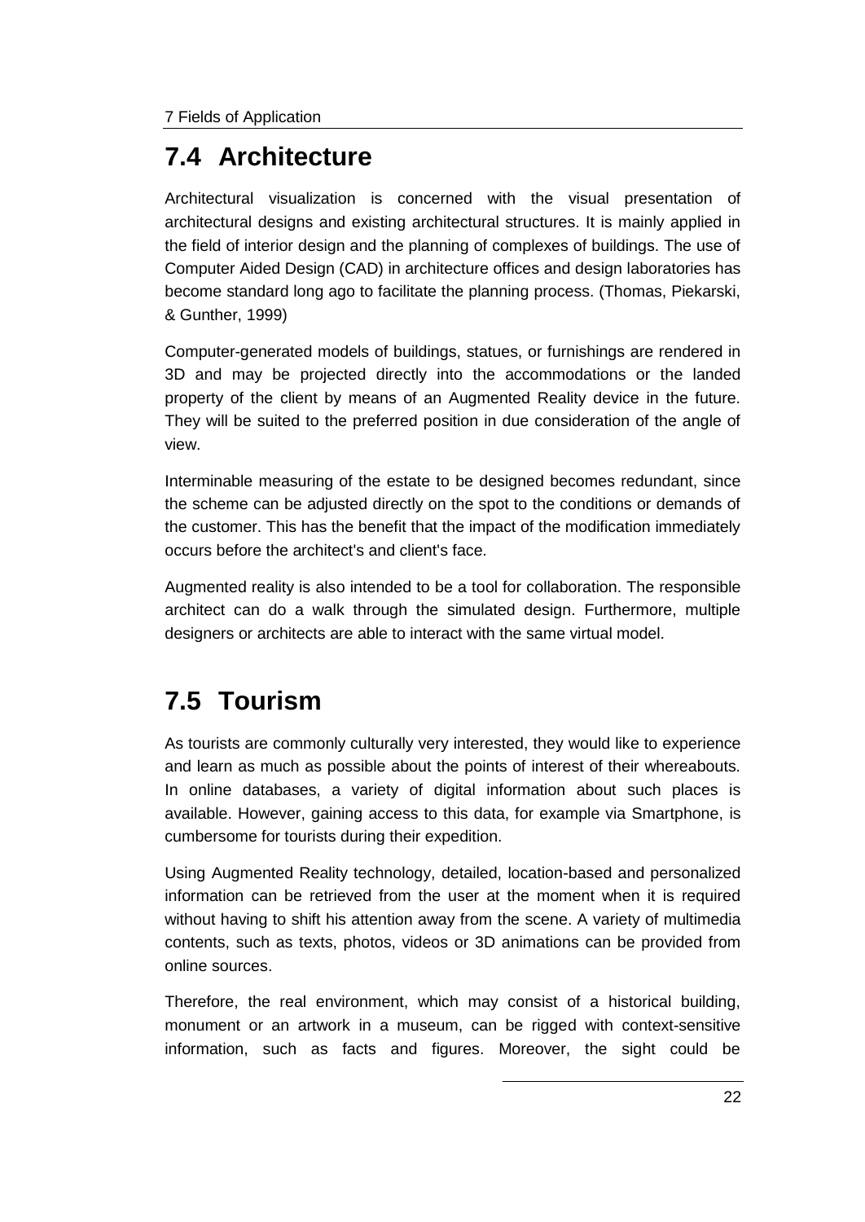## 7.4 Architecture

Architectural visualization is concerned with the visual presentation of architectural designs and existing architectural structures. It is mainly applied in the field of interior design and the planning of complexes of buildings. The use of Computer Aided Design (CAD) in architecture offices and design laboratories has become standard long ago to facilitate the planning process. (Thomas, Piekarski, & Gunther, 1999)

Computer-generated models of buildings, statues, or furnishings are rendered in 3D and may be projected directly into the accommodations or the landed property of the client by means of an Augmented Reality device in the future. They will be suited to the preferred position in due consideration of the angle of view.

Interminable measuring of the estate to be designed becomes redundant, since the scheme can be adjusted directly on the spot to the conditions or demands of the customer. This has the benefit that the impact of the modification immediately occurs before the architect's and client's face.

Augmented reality is also intended to be a tool for collaboration. The responsible architect can do a walk through the simulated design. Furthermore, multiple designers or architects are able to interact with the same virtual model.

## 7.5 Tourism

As tourists are commonly culturally very interested, they would like to experience and learn as much as possible about the points of interest of their whereabouts. In online databases, a variety of digital information about such places is available. However, gaining access to this data, for example via Smartphone, is cumbersome for tourists during their expedition.

Using Augmented Reality technology, detailed, location-based and personalized information can be retrieved from the user at the moment when it is required without having to shift his attention away from the scene. A variety of multimedia contents, such as texts, photos, videos or 3D animations can be provided from online sources.

Therefore, the real environment, which may consist of a historical building, monument or an artwork in a museum, can be rigged with context-sensitive information, such as facts and figures. Moreover, the sight could be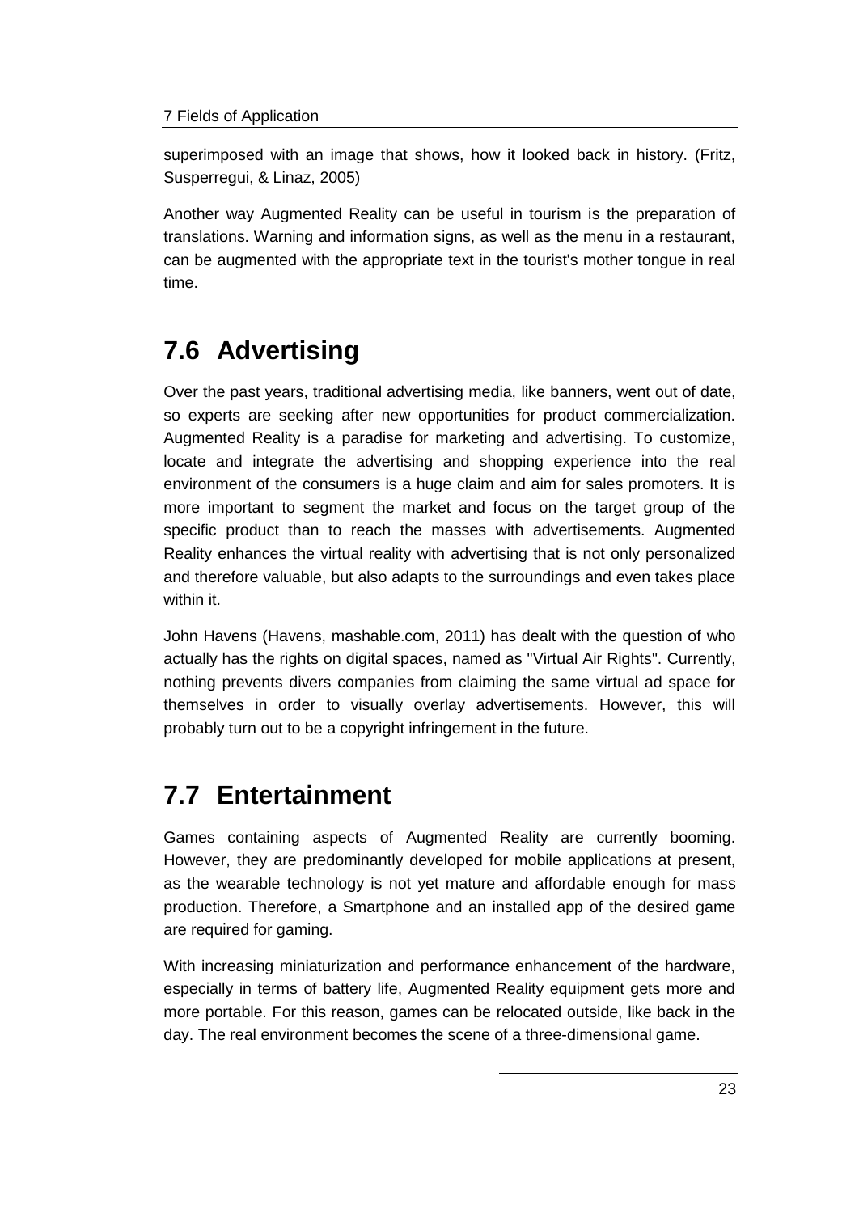superimposed with an image that shows, how it looked back in history. (Fritz, Susperregui, & Linaz, 2005)

Another way Augmented Reality can be useful in tourism is the preparation of translations. Warning and information signs, as well as the menu in a restaurant, can be augmented with the appropriate text in the tourist's mother tongue in real time.

## 7.6 Advertising

Over the past years, traditional advertising media, like banners, went out of date, so experts are seeking after new opportunities for product commercialization. Augmented Reality is a paradise for marketing and advertising. To customize, locate and integrate the advertising and shopping experience into the real environment of the consumers is a huge claim and aim for sales promoters. It is more important to segment the market and focus on the target group of the specific product than to reach the masses with advertisements. Augmented Reality enhances the virtual reality with advertising that is not only personalized and therefore valuable, but also adapts to the surroundings and even takes place within it.

John Havens (Havens, mashable.com, 2011) has dealt with the question of who actually has the rights on digital spaces, named as "Virtual Air Rights". Currently, nothing prevents divers companies from claiming the same virtual ad space for themselves in order to visually overlay advertisements. However, this will probably turn out to be a copyright infringement in the future.

## 7.7 Entertainment

Games containing aspects of Augmented Reality are currently booming. However, they are predominantly developed for mobile applications at present, as the wearable technology is not yet mature and affordable enough for mass production. Therefore, a Smartphone and an installed app of the desired game are required for gaming.

With increasing miniaturization and performance enhancement of the hardware, especially in terms of battery life, Augmented Reality equipment gets more and more portable. For this reason, games can be relocated outside, like back in the day. The real environment becomes the scene of a three-dimensional game.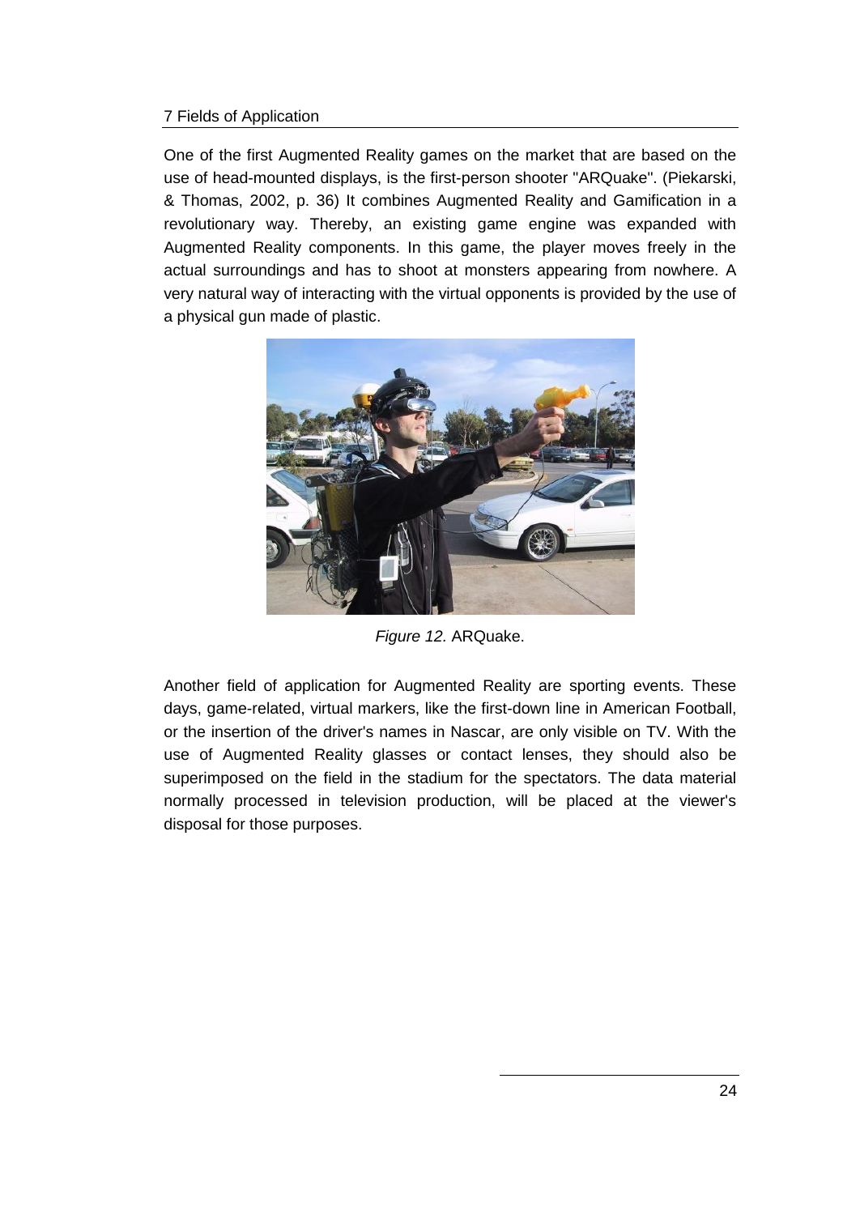One of the first Augmented Reality games on the market that are based on the use of head-mounted displays, is the first-person shooter "ARQuake". (Piekarski, & Thomas, 2002, p. 36) It combines Augmented Reality and Gamification in a revolutionary way. Thereby, an existing game engine was expanded with Augmented Reality components. In this game, the player moves freely in the actual surroundings and has to shoot at monsters appearing from nowhere. A very natural way of interacting with the virtual opponents is provided by the use of a physical gun made of plastic.

*Figure 12.* ARQuake.

Another field of application for Augmented Reality are sporting events. These days, game-related, virtual markers, like the first-down line in American Football, or the insertion of the driver's names in Nascar, are only visible on TV. With the use of Augmented Reality glasses or contact lenses, they should also be superimposed on the field in the stadium for the spectators. The data material normally processed in television production, will be placed at the viewer's disposal for those purposes.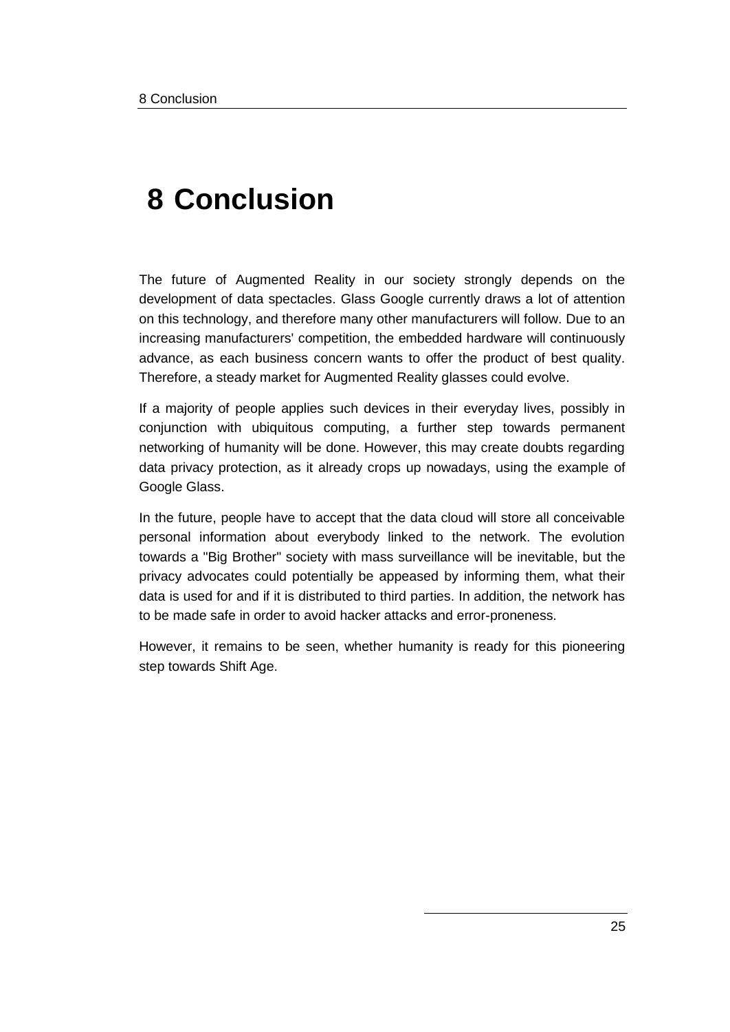# 8 Conclusion

The future of Augmented Reality in our society strongly depends on the development of data spectacles. Glass Google currently draws a lot of attention on this technology, and therefore many other manufacturers will follow. Due to an increasing manufacturers' competition, the embedded hardware will continuously advance, as each business concern wants to offer the product of best quality. Therefore, a steady market for Augmented Reality glasses could evolve.

If a majority of people applies such devices in their everyday lives, possibly in conjunction with ubiquitous computing, a further step towards permanent networking of humanity will be done. However, this may create doubts regarding data privacy protection, as it already crops up nowadays, using the example of Google Glass.

In the future, people have to accept that the data cloud will store all conceivable personal information about everybody linked to the network. The evolution towards a "Big Brother" society with mass surveillance will be inevitable, but the privacy advocates could potentially be appeased by informing them, what their data is used for and if it is distributed to third parties. In addition, the network has to be made safe in order to avoid hacker attacks and error-proneness.

However, it remains to be seen, whether humanity is ready for this pioneering step towards Shift Age.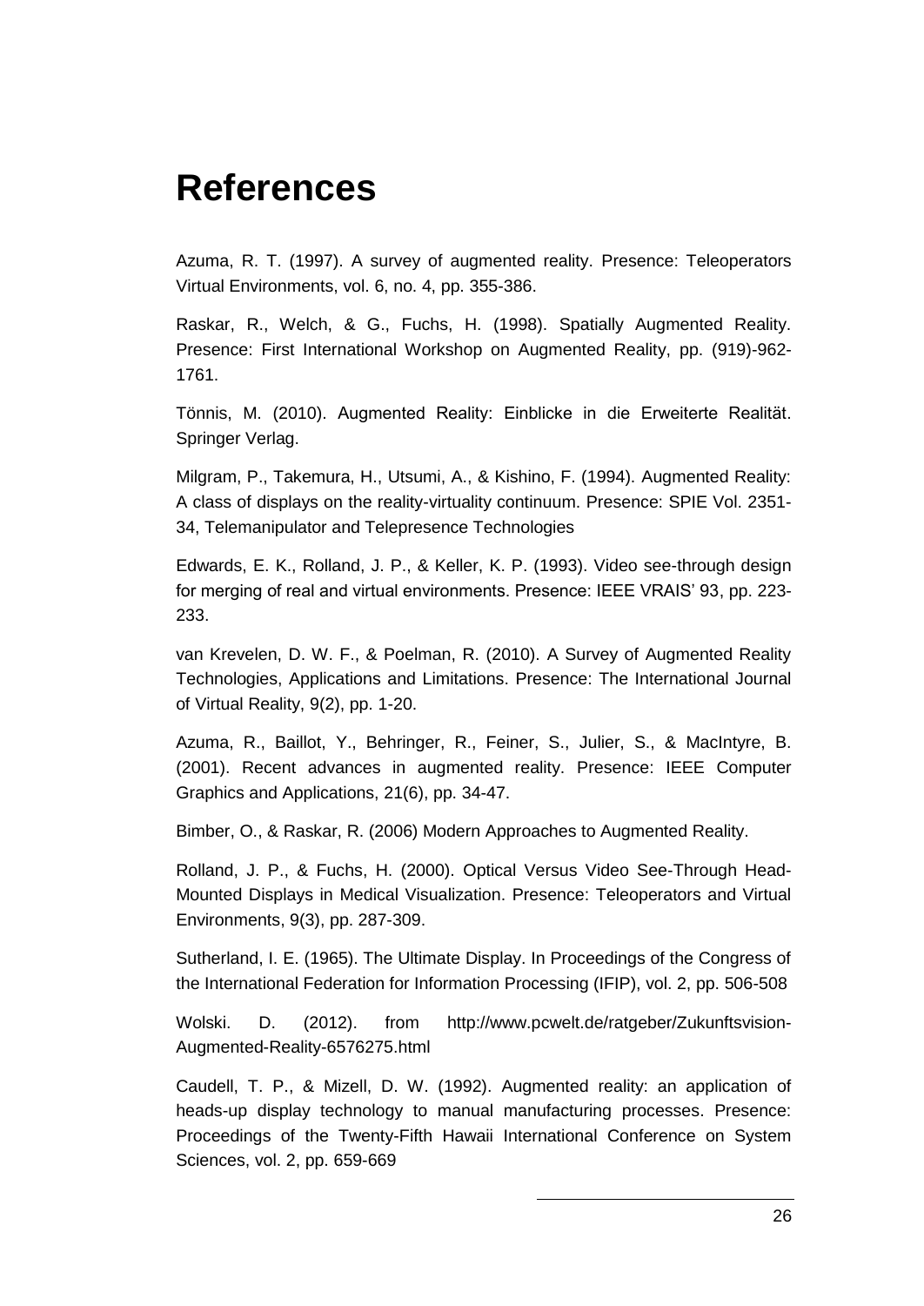# References

Azuma, R. T. (1997). A survey of augmented reality. Presence: Teleoperators Virtual Environments, vol. 6, no. 4, pp. 355-386.

Raskar, R., Welch, & G., Fuchs, H. (1998). Spatially Augmented Reality. Presence: First International Workshop on Augmented Reality, pp. (919)-962-1761.

Tönnis, M. (2010). Augmented Reality: Einblicke in die Erweiterte Realität. Springer Verlag.

Milgram, P., Takemura, H., Utsumi, A., & Kishino, F. (1994). Augmented Reality: A class of displays on the reality-virtuality continuum. Presence: SPIE Vol. 2351-34, Telemanipulator and Telepresence Technologies

Edwards, E. K., Rolland, J. P., & Keller, K. P. (1993). Video see-through design for merging of real and virtual environments. Presence: IEEE VRAIS' 93, pp. 223-233.

van Krevelen, D. W. F., & Poelman, R. (2010). A Survey of Augmented Reality Technologies, Applications and Limitations. Presence: The International Journal of Virtual Reality, 9(2), pp. 1-20.

Azuma, R., Baillot, Y., Behringer, R., Feiner, S., Julier, S., & MacIntyre, B. (2001). Recent advances in augmented reality. Presence: IEEE Computer Graphics and Applications, 21(6), pp. 34-47.

Bimber, O., & Raskar, R. (2006) Modern Approaches to Augmented Reality.

Rolland, J. P., & Fuchs, H. (2000). Optical Versus Video See-Through Head-Mounted Displays in Medical Visualization. Presence: Teleoperators and Virtual Environments, 9(3), pp. 287-309.

Sutherland, I. E. (1965). The Ultimate Display. In Proceedings of the Congress of the International Federation for Information Processing (IFIP), vol. 2, pp. 506-508

Wolski. D. (2012). from http://www.pcwelt.de/ratgeber/Zukunftsvision-Augmented-Reality-6576275.html

Caudell, T. P., & Mizell, D. W. (1992). Augmented reality: an application of heads-up display technology to manual manufacturing processes. Presence: Proceedings of the Twenty-Fifth Hawaii International Conference on System Sciences, vol. 2, pp. 659-669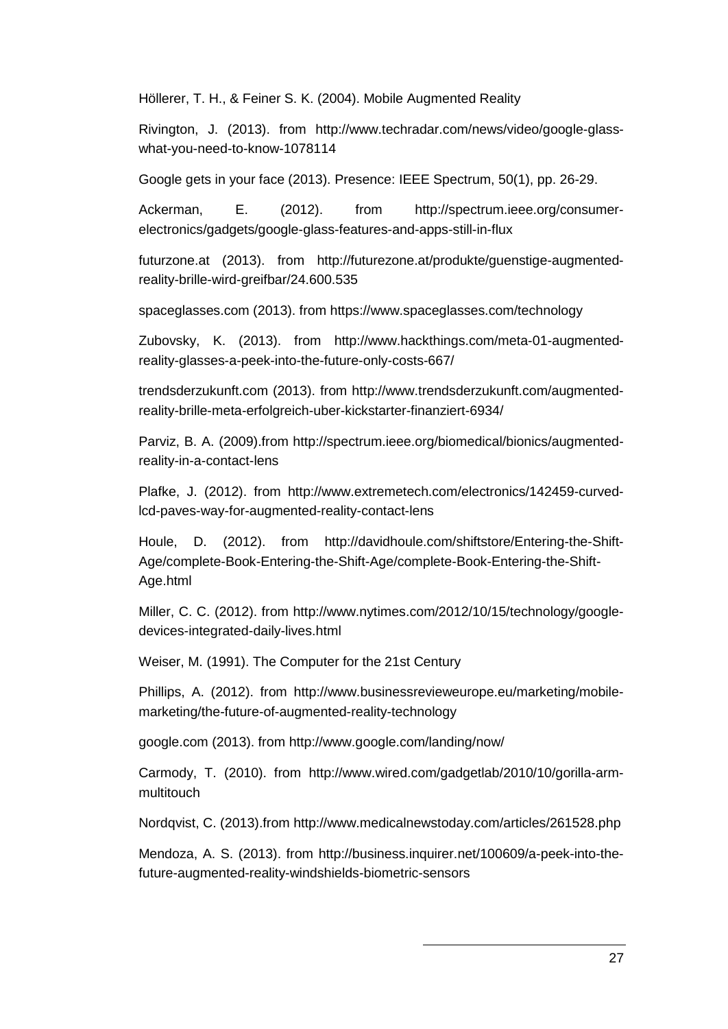Höllerer, T. H., & Feiner S. K. (2004). Mobile Augmented Reality

Rivington, J. (2013). from http://www.techradar.com/news/video/google-glass-what-you-need-to-know-1078114

Google gets in your face (2013). Presence: IEEE Spectrum, 50(1), pp. 26-29.

Ackerman, E. (2012). from http://spectrum.ieee.org/consumer-electronics/gadgets/google-glass-features-and-apps-still-in-flux

futurzone.at (2013). from http://futurezone.at/produkte/guenstige-augmented-reality-brille-wird-greifbar/24.600.535

spaceglasses.com (2013). from https://www.spaceglasses.com/technology

Zubovsky, K. (2013). from http://www.hackthings.com/meta-01-augmented-reality-glasses-a-peek-into-the-future-only-costs-667/

trendsderzukunft.com (2013). from http://www.trendsderzukunft.com/augmented-reality-brille-meta-erfolgreich-uber-kickstarter-finanziert-6934/

Parviz, B. A. (2009).from http://spectrum.ieee.org/biomedical/bionics/augmented-reality-in-a-contact-lens

Plafke, J. (2012). from http://www.extremetech.com/electronics/142459-curved-lcd-paves-way-for-augmented-reality-contact-lens

Houle, D. (2012). from http://davidhoule.com/shiftstore/Entering-the-Shift-Age/complete-Book-Entering-the-Shift-Age/complete-Book-Entering-the-Shift-Age.html

Miller, C. C. (2012). from http://www.nytimes.com/2012/10/15/technology/google-devices-integrated-daily-lives.html

Weiser, M. (1991). The Computer for the 21st Century

Phillips, A. (2012). from http://www.businessrevieweurope.eu/marketing/mobile-marketing/the-future-of-augmented-reality-technology

google.com (2013). from http://www.google.com/landing/now/

Carmody, T. (2010). from http://www.wired.com/gadgetlab/2010/10/gorilla-arm-multitouch

Nordqvist, C. (2013).from http://www.medicalnewstoday.com/articles/261528.php

Mendoza, A. S. (2013). from http://business.inquirer.net/100609/a-peek-into-the-future-augmented-reality-windshields-biometric-sensors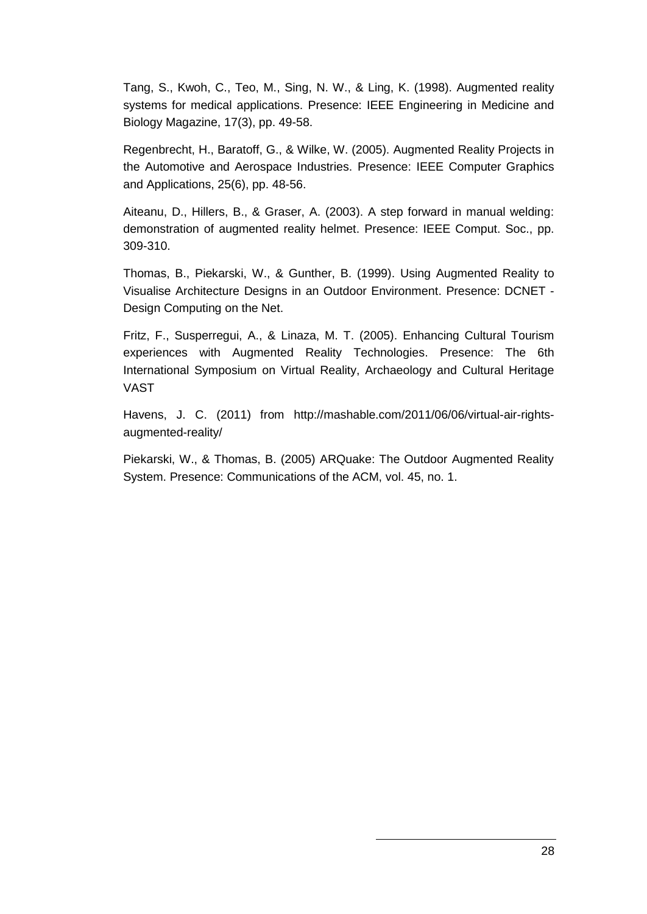Tang, S., Kwoh, C., Teo, M., Sing, N. W., & Ling, K. (1998). Augmented reality systems for medical applications. Presence: IEEE Engineering in Medicine and Biology Magazine, 17(3), pp. 49-58.

Regenbrecht, H., Baratoff, G., & Wilke, W. (2005). Augmented Reality Projects in the Automotive and Aerospace Industries. Presence: IEEE Computer Graphics and Applications, 25(6), pp. 48-56.

Aiteanu, D., Hillers, B., & Graser, A. (2003). A step forward in manual welding: demonstration of augmented reality helmet. Presence: IEEE Comput. Soc., pp. 309-310.

Thomas, B., Piekarski, W., & Gunther, B. (1999). Using Augmented Reality to Visualise Architecture Designs in an Outdoor Environment. Presence: DCNET - Design Computing on the Net.

Fritz, F., Susperregui, A., & Linaza, M. T. (2005). Enhancing Cultural Tourism experiences with Augmented Reality Technologies. Presence: The 6th International Symposium on Virtual Reality, Archaeology and Cultural Heritage VAST

Havens, J. C. (2011) from http://mashable.com/2011/06/06/virtual-air-rights-augmented-reality/

Piekarski, W., & Thomas, B. (2005) ARQuake: The Outdoor Augmented Reality System. Presence: Communications of the ACM, vol. 45, no. 1.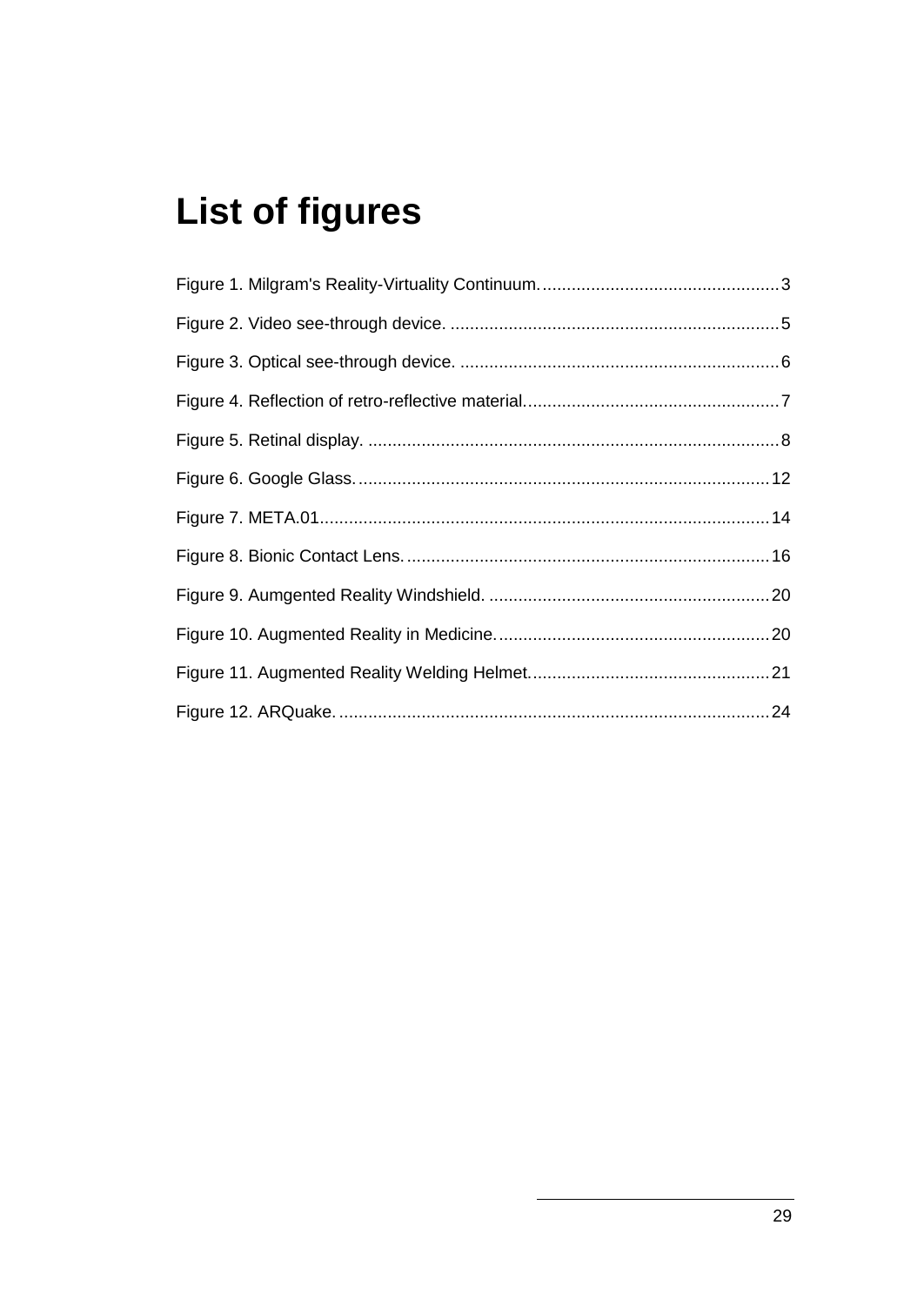# List of figures

Figure 1. Milgram's Reality-Virtuality Continuum. .................................................3

Figure 2. Video see-through device. ....................................................................5

Figure 3. Optical see-through device. ..................................................................6

Figure 4. Reflection of retro-reflective material.....................................................7

Figure 5. Retinal display. .....................................................................................8

Figure 6. Google Glass. .....................................................................................12

Figure 7. META.01............................................................................................14

Figure 8. Bionic Contact Lens. ...........................................................................16

Figure 9. Aumgented Reality Windshield. ..........................................................20

Figure 10. Augmented Reality in Medicine. ........................................................20

Figure 11. Augmented Reality Welding Helmet. .................................................21

Figure 12. ARQuake. .........................................................................................24